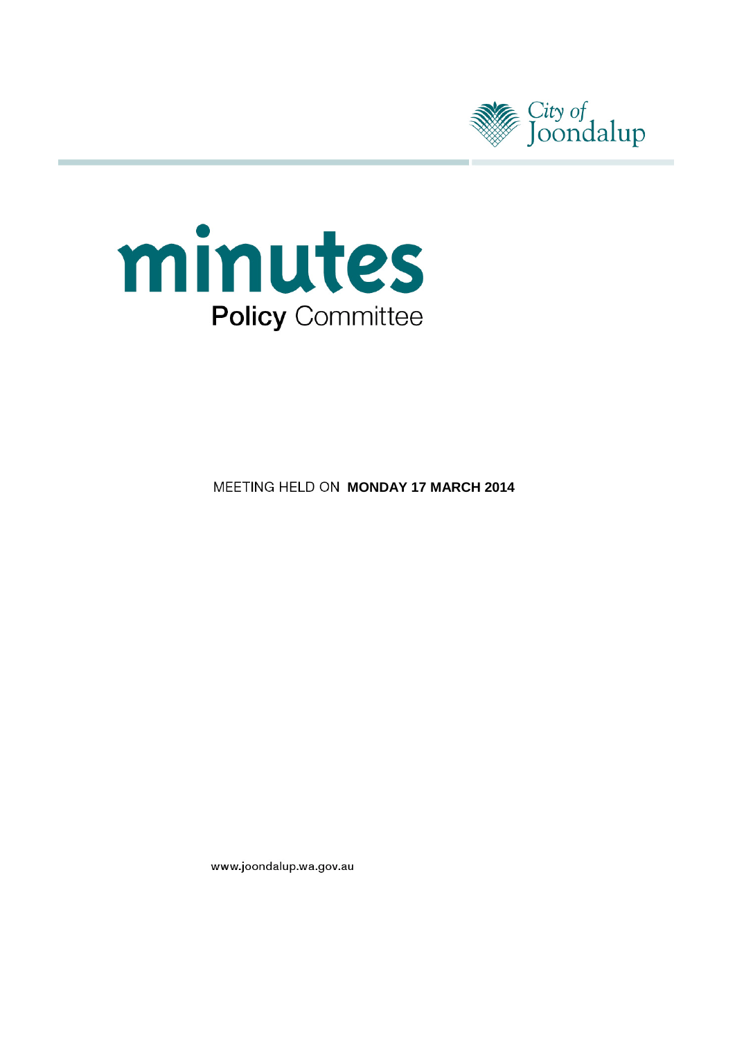City of Joondalup

# minutes

## Policy Committee

MEETING HELD ON **MONDAY 17 MARCH 2014**

www.joondalup.wa.gov.au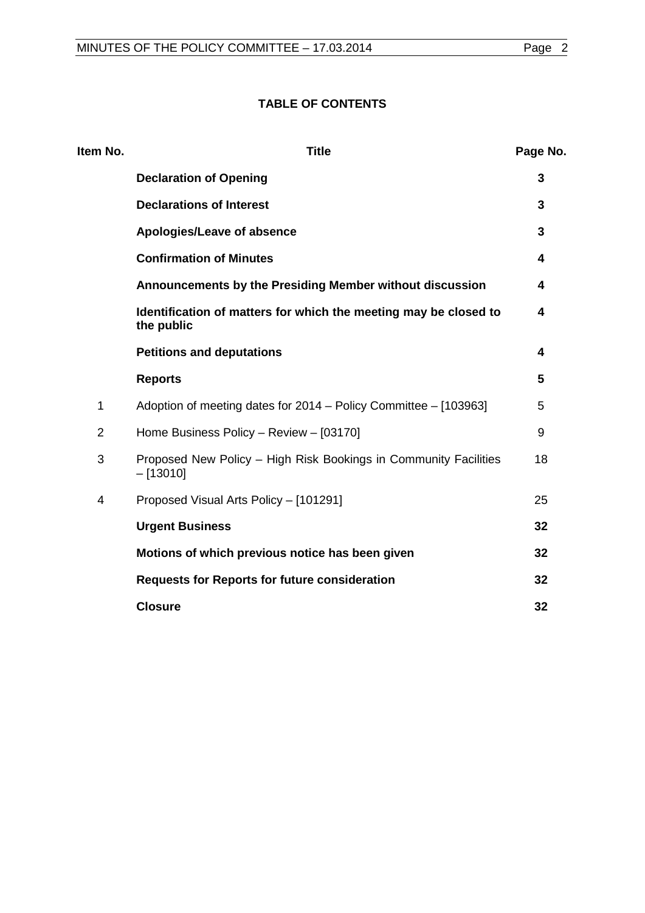**TABLE OF CONTENTS**

| Item No. | Title | Page No. |
|---|---|---|
| | **Declaration of Opening** | **3** |
| | **Declarations of Interest** | **3** |
| | **Apologies/Leave of absence** | **3** |
| | **Confirmation of Minutes** | **4** |
| | **Announcements by the Presiding Member without discussion** | **4** |
| | **Identification of matters for which the meeting may be closed to the public** | **4** |
| | **Petitions and deputations** | **4** |
| | **Reports** | **5** |
| 1 | Adoption of meeting dates for 2014 – Policy Committee – [103963] | 5 |
| 2 | Home Business Policy – Review – [03170] | 9 |
| 3 | Proposed New Policy – High Risk Bookings in Community Facilities – [13010] | 18 |
| 4 | Proposed Visual Arts Policy – [101291] | 25 |
| | **Urgent Business** | **32** |
| | **Motions of which previous notice has been given** | **32** |
| | **Requests for Reports for future consideration** | **32** |
| | **Closure** | **32** |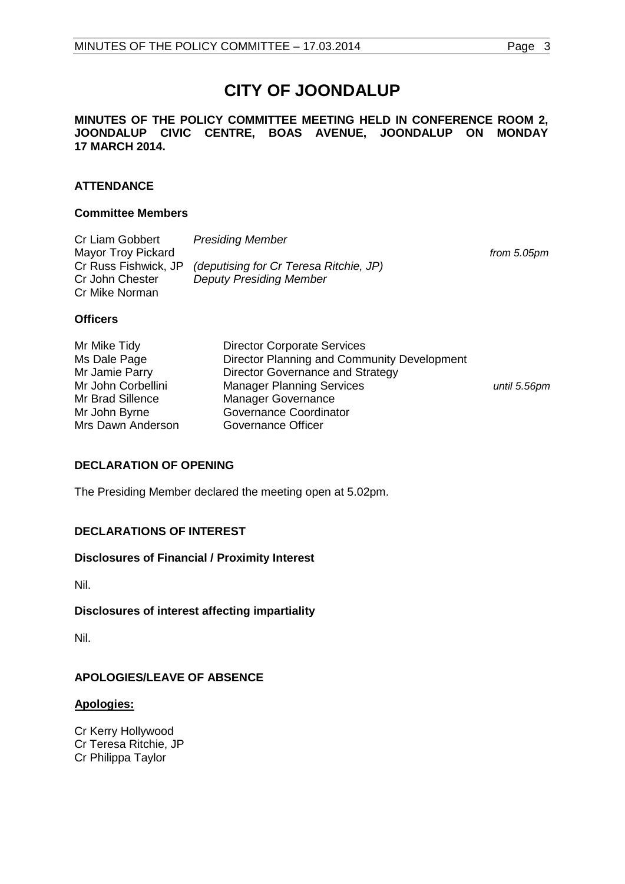# CITY OF JOONDALUP

**MINUTES OF THE POLICY COMMITTEE MEETING HELD IN CONFERENCE ROOM 2, JOONDALUP CIVIC CENTRE, BOAS AVENUE, JOONDALUP ON MONDAY 17 MARCH 2014.**

## ATTENDANCE

### Committee Members

| | | |
|---|---|---|
| Cr Liam Gobbert | *Presiding Member* | |
| Mayor Troy Pickard | | *from 5.05pm* |
| Cr Russ Fishwick, JP | *(deputising for Cr Teresa Ritchie, JP)* | |
| Cr John Chester | *Deputy Presiding Member* | |
| Cr Mike Norman | | |

### Officers

| | | |
|---|---|---|
| Mr Mike Tidy | Director Corporate Services | |
| Ms Dale Page | Director Planning and Community Development | |
| Mr Jamie Parry | Director Governance and Strategy | |
| Mr John Corbellini | Manager Planning Services | *until 5.56pm* |
| Mr Brad Sillence | Manager Governance | |
| Mr John Byrne | Governance Coordinator | |
| Mrs Dawn Anderson | Governance Officer | |

## DECLARATION OF OPENING

The Presiding Member declared the meeting open at 5.02pm.

## DECLARATIONS OF INTEREST

### Disclosures of Financial / Proximity Interest

Nil.

### Disclosures of interest affecting impartiality

Nil.

## APOLOGIES/LEAVE OF ABSENCE

**Apologies:**

Cr Kerry Hollywood
Cr Teresa Ritchie, JP
Cr Philippa Taylor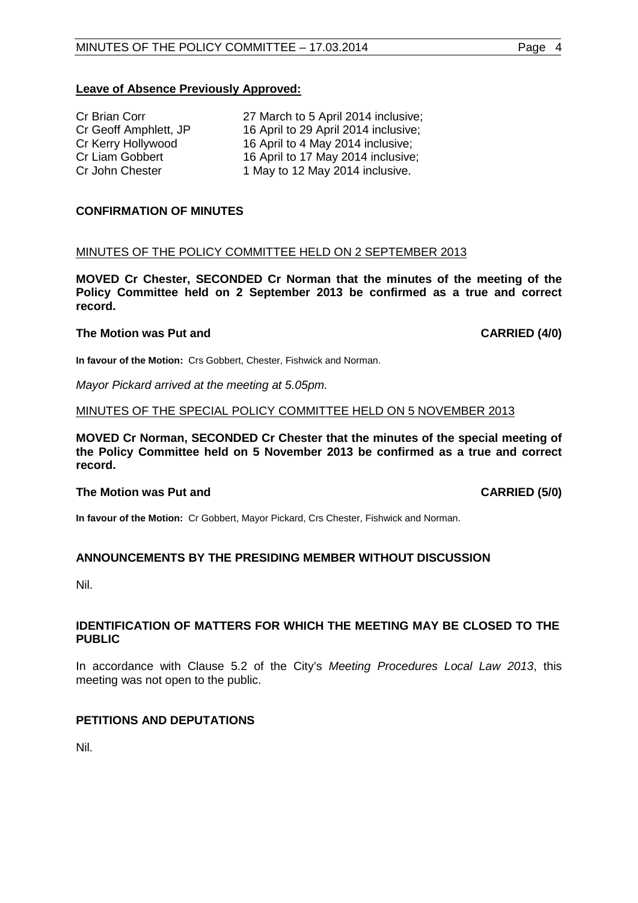**Leave of Absence Previously Approved:**

| | |
|---|---|
| Cr Brian Corr | 27 March to 5 April 2014 inclusive; |
| Cr Geoff Amphlett, JP | 16 April to 29 April 2014 inclusive; |
| Cr Kerry Hollywood | 16 April to 4 May 2014 inclusive; |
| Cr Liam Gobbert | 16 April to 17 May 2014 inclusive; |
| Cr John Chester | 1 May to 12 May 2014 inclusive. |

**CONFIRMATION OF MINUTES**

MINUTES OF THE POLICY COMMITTEE HELD ON 2 SEPTEMBER 2013

**MOVED Cr Chester, SECONDED Cr Norman that the minutes of the meeting of the Policy Committee held on 2 September 2013 be confirmed as a true and correct record.**

**The Motion was Put and CARRIED (4/0)**

**In favour of the Motion:** Crs Gobbert, Chester, Fishwick and Norman.

*Mayor Pickard arrived at the meeting at 5.05pm.*

MINUTES OF THE SPECIAL POLICY COMMITTEE HELD ON 5 NOVEMBER 2013

**MOVED Cr Norman, SECONDED Cr Chester that the minutes of the special meeting of the Policy Committee held on 5 November 2013 be confirmed as a true and correct record.**

**The Motion was Put and CARRIED (5/0)**

**In favour of the Motion:** Cr Gobbert, Mayor Pickard, Crs Chester, Fishwick and Norman.

**ANNOUNCEMENTS BY THE PRESIDING MEMBER WITHOUT DISCUSSION**

Nil.

**IDENTIFICATION OF MATTERS FOR WHICH THE MEETING MAY BE CLOSED TO THE PUBLIC**

In accordance with Clause 5.2 of the City's *Meeting Procedures Local Law 2013*, this meeting was not open to the public.

**PETITIONS AND DEPUTATIONS**

Nil.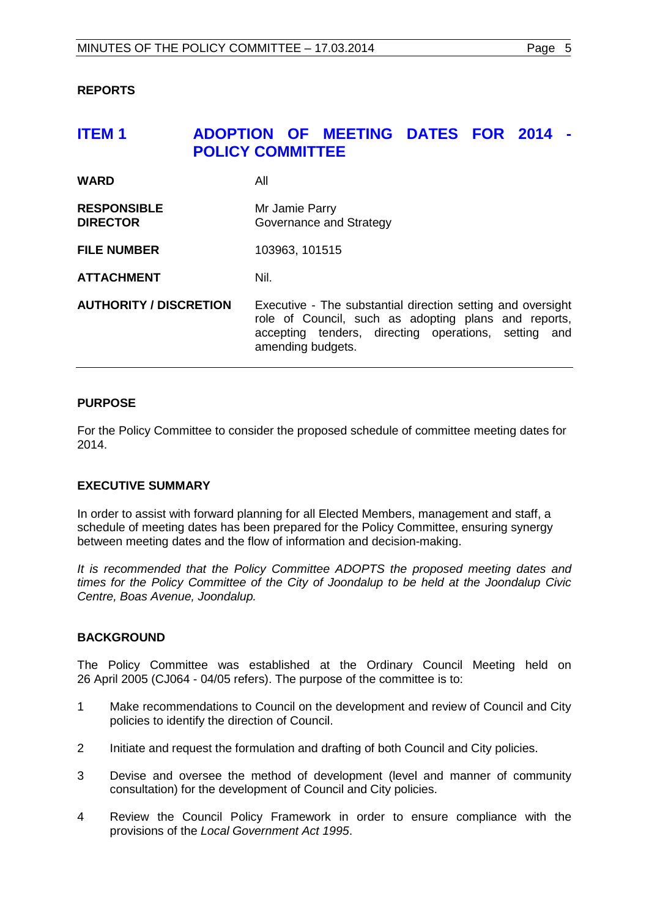**REPORTS**

## ITEM 1 ADOPTION OF MEETING DATES FOR 2014 - POLICY COMMITTEE

| | |
|---|---|
| **WARD** | All |
| **RESPONSIBLE DIRECTOR** | Mr Jamie Parry<br>Governance and Strategy |
| **FILE NUMBER** | 103963, 101515 |
| **ATTACHMENT** | Nil. |
| **AUTHORITY / DISCRETION** | Executive - The substantial direction setting and oversight role of Council, such as adopting plans and reports, accepting tenders, directing operations, setting and amending budgets. |

**PURPOSE**

For the Policy Committee to consider the proposed schedule of committee meeting dates for 2014.

**EXECUTIVE SUMMARY**

In order to assist with forward planning for all Elected Members, management and staff, a schedule of meeting dates has been prepared for the Policy Committee, ensuring synergy between meeting dates and the flow of information and decision-making.

*It is recommended that the Policy Committee ADOPTS the proposed meeting dates and times for the Policy Committee of the City of Joondalup to be held at the Joondalup Civic Centre, Boas Avenue, Joondalup.*

**BACKGROUND**

The Policy Committee was established at the Ordinary Council Meeting held on 26 April 2005 (CJ064 - 04/05 refers). The purpose of the committee is to:

1. Make recommendations to Council on the development and review of Council and City policies to identify the direction of Council.
2. Initiate and request the formulation and drafting of both Council and City policies.
3. Devise and oversee the method of development (level and manner of community consultation) for the development of Council and City policies.
4. Review the Council Policy Framework in order to ensure compliance with the provisions of the *Local Government Act 1995*.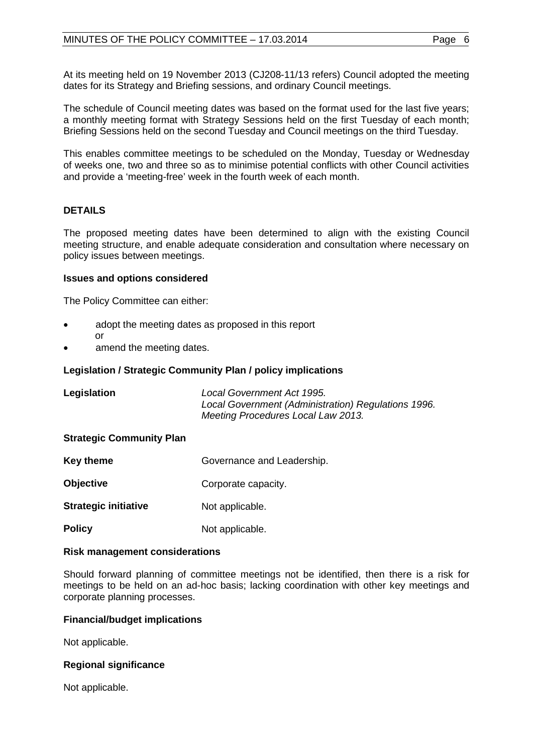At its meeting held on 19 November 2013 (CJ208-11/13 refers) Council adopted the meeting dates for its Strategy and Briefing sessions, and ordinary Council meetings.

The schedule of Council meeting dates was based on the format used for the last five years; a monthly meeting format with Strategy Sessions held on the first Tuesday of each month; Briefing Sessions held on the second Tuesday and Council meetings on the third Tuesday.

This enables committee meetings to be scheduled on the Monday, Tuesday or Wednesday of weeks one, two and three so as to minimise potential conflicts with other Council activities and provide a 'meeting-free' week in the fourth week of each month.

## DETAILS

The proposed meeting dates have been determined to align with the existing Council meeting structure, and enable adequate consideration and consultation where necessary on policy issues between meetings.

### Issues and options considered

The Policy Committee can either:

- adopt the meeting dates as proposed in this report
  or
- amend the meeting dates.

### Legislation / Strategic Community Plan / policy implications

| | |
|---|---|
| **Legislation** | *Local Government Act 1995.*<br>*Local Government (Administration) Regulations 1996.*<br>*Meeting Procedures Local Law 2013.* |

**Strategic Community Plan**

| | |
|---|---|
| **Key theme** | Governance and Leadership. |
| **Objective** | Corporate capacity. |
| **Strategic initiative** | Not applicable. |
| **Policy** | Not applicable. |

### Risk management considerations

Should forward planning of committee meetings not be identified, then there is a risk for meetings to be held on an ad-hoc basis; lacking coordination with other key meetings and corporate planning processes.

### Financial/budget implications

Not applicable.

### Regional significance

Not applicable.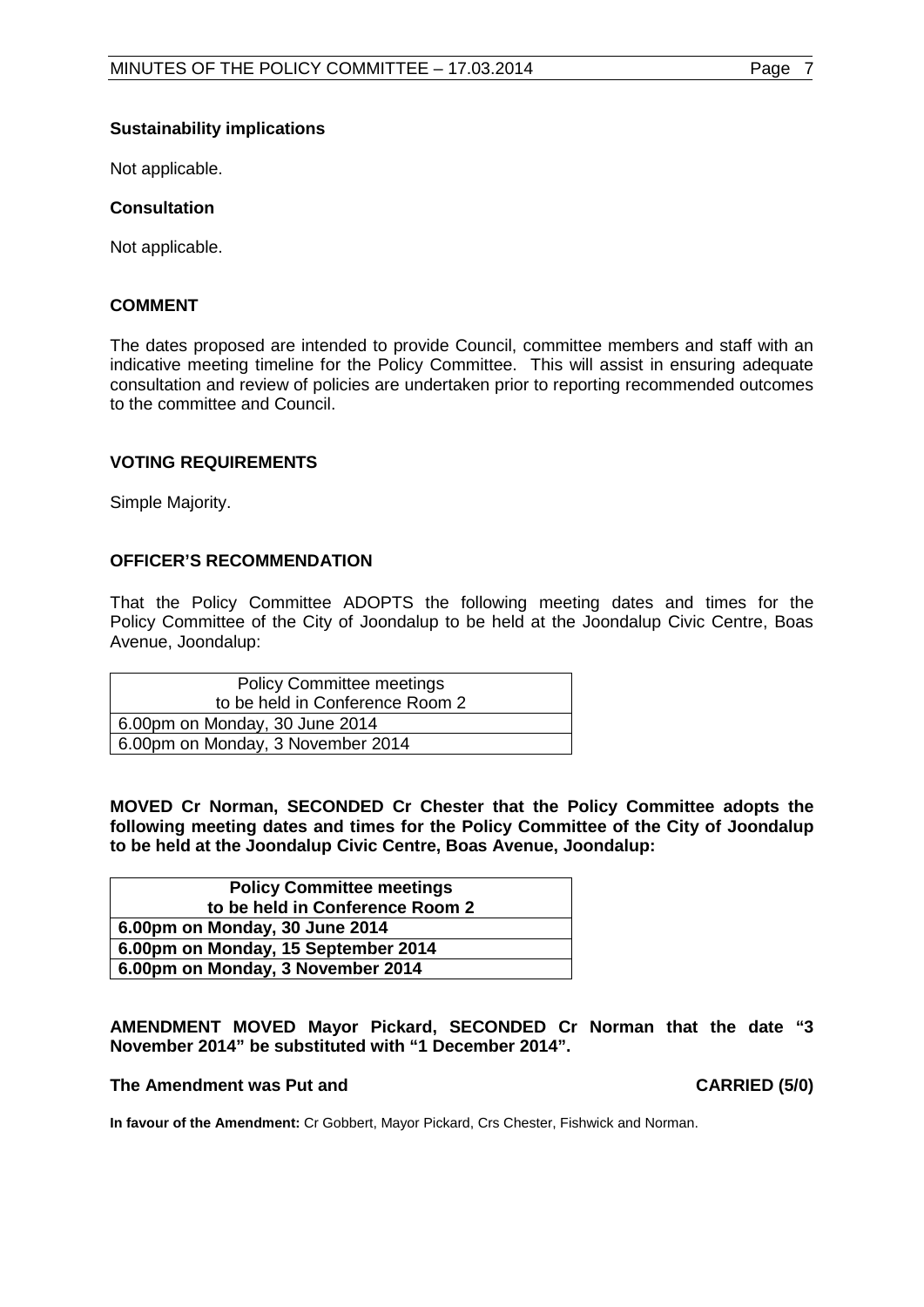**Sustainability implications**

Not applicable.

**Consultation**

Not applicable.

## COMMENT

The dates proposed are intended to provide Council, committee members and staff with an indicative meeting timeline for the Policy Committee. This will assist in ensuring adequate consultation and review of policies are undertaken prior to reporting recommended outcomes to the committee and Council.

## VOTING REQUIREMENTS

Simple Majority.

## OFFICER'S RECOMMENDATION

That the Policy Committee ADOPTS the following meeting dates and times for the Policy Committee of the City of Joondalup to be held at the Joondalup Civic Centre, Boas Avenue, Joondalup:

| Policy Committee meetings to be held in Conference Room 2 |
|---|
| 6.00pm on Monday, 30 June 2014 |
| 6.00pm on Monday, 3 November 2014 |

**MOVED Cr Norman, SECONDED Cr Chester that the Policy Committee adopts the following meeting dates and times for the Policy Committee of the City of Joondalup to be held at the Joondalup Civic Centre, Boas Avenue, Joondalup:**

| **Policy Committee meetings to be held in Conference Room 2** |
|---|
| **6.00pm on Monday, 30 June 2014** |
| **6.00pm on Monday, 15 September 2014** |
| **6.00pm on Monday, 3 November 2014** |

**AMENDMENT MOVED Mayor Pickard, SECONDED Cr Norman that the date "3 November 2014" be substituted with "1 December 2014".**

**The Amendment was Put and CARRIED (5/0)**

**In favour of the Amendment:** Cr Gobbert, Mayor Pickard, Crs Chester, Fishwick and Norman.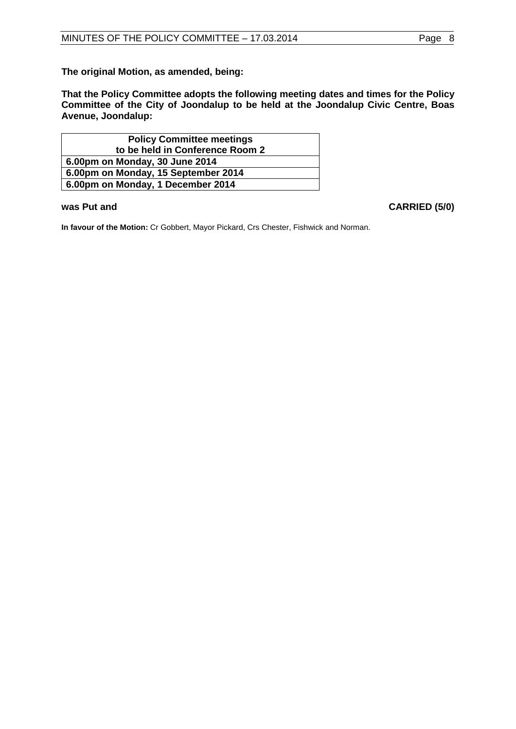**The original Motion, as amended, being:**

**That the Policy Committee adopts the following meeting dates and times for the Policy Committee of the City of Joondalup to be held at the Joondalup Civic Centre, Boas Avenue, Joondalup:**

| **Policy Committee meetings to be held in Conference Room 2** |
|---|
| **6.00pm on Monday, 30 June 2014** |
| **6.00pm on Monday, 15 September 2014** |
| **6.00pm on Monday, 1 December 2014** |

**was Put and CARRIED (5/0)**

**In favour of the Motion:** Cr Gobbert, Mayor Pickard, Crs Chester, Fishwick and Norman.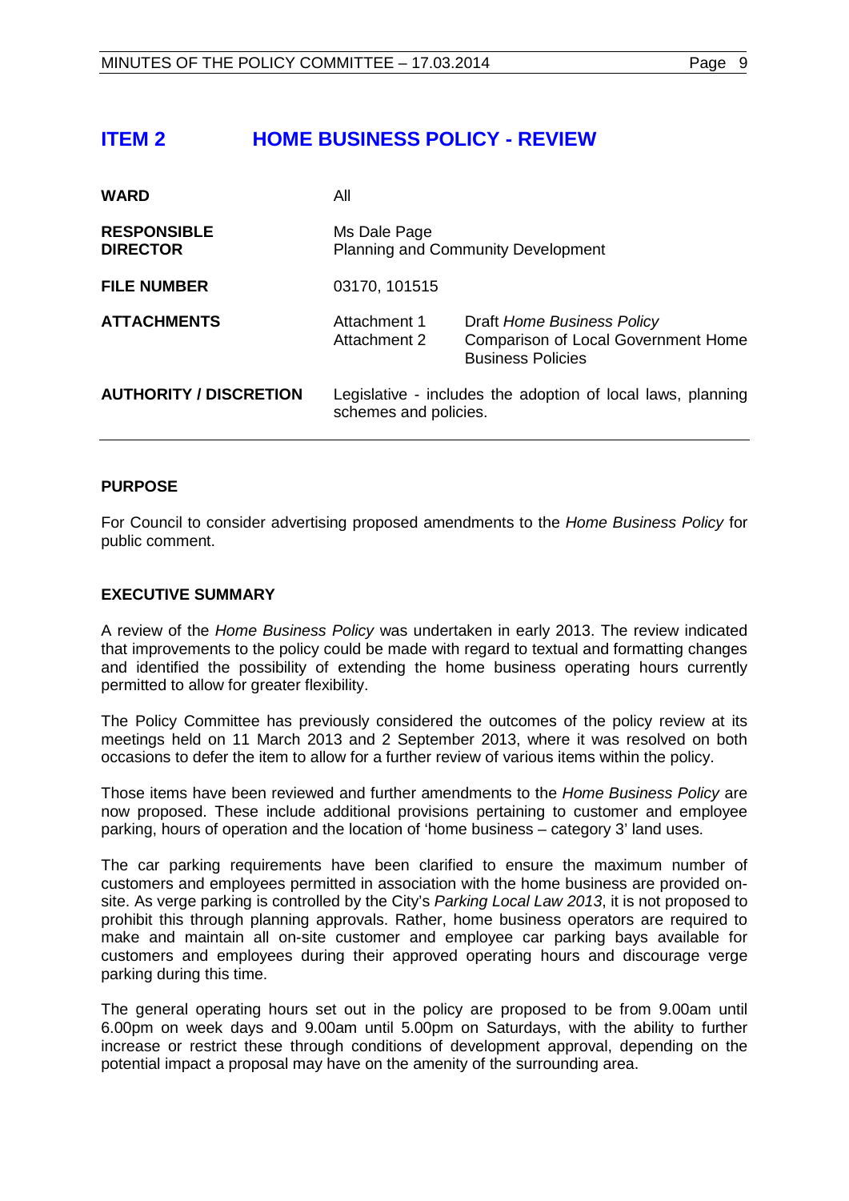# ITEM 2 HOME BUSINESS POLICY - REVIEW

| | | |
|---|---|---|
| **WARD** | All | |
| **RESPONSIBLE DIRECTOR** | Ms Dale Page<br>Planning and Community Development | |
| **FILE NUMBER** | 03170, 101515 | |
| **ATTACHMENTS** | Attachment 1<br>Attachment 2 | Draft *Home Business Policy*<br>Comparison of Local Government Home Business Policies |
| **AUTHORITY / DISCRETION** | Legislative - includes the adoption of local laws, planning schemes and policies. | |

## PURPOSE

For Council to consider advertising proposed amendments to the *Home Business Policy* for public comment.

## EXECUTIVE SUMMARY

A review of the *Home Business Policy* was undertaken in early 2013. The review indicated that improvements to the policy could be made with regard to textual and formatting changes and identified the possibility of extending the home business operating hours currently permitted to allow for greater flexibility.

The Policy Committee has previously considered the outcomes of the policy review at its meetings held on 11 March 2013 and 2 September 2013, where it was resolved on both occasions to defer the item to allow for a further review of various items within the policy.

Those items have been reviewed and further amendments to the *Home Business Policy* are now proposed. These include additional provisions pertaining to customer and employee parking, hours of operation and the location of 'home business – category 3' land uses.

The car parking requirements have been clarified to ensure the maximum number of customers and employees permitted in association with the home business are provided on-site. As verge parking is controlled by the City's *Parking Local Law 2013*, it is not proposed to prohibit this through planning approvals. Rather, home business operators are required to make and maintain all on-site customer and employee car parking bays available for customers and employees during their approved operating hours and discourage verge parking during this time.

The general operating hours set out in the policy are proposed to be from 9.00am until 6.00pm on week days and 9.00am until 5.00pm on Saturdays, with the ability to further increase or restrict these through conditions of development approval, depending on the potential impact a proposal may have on the amenity of the surrounding area.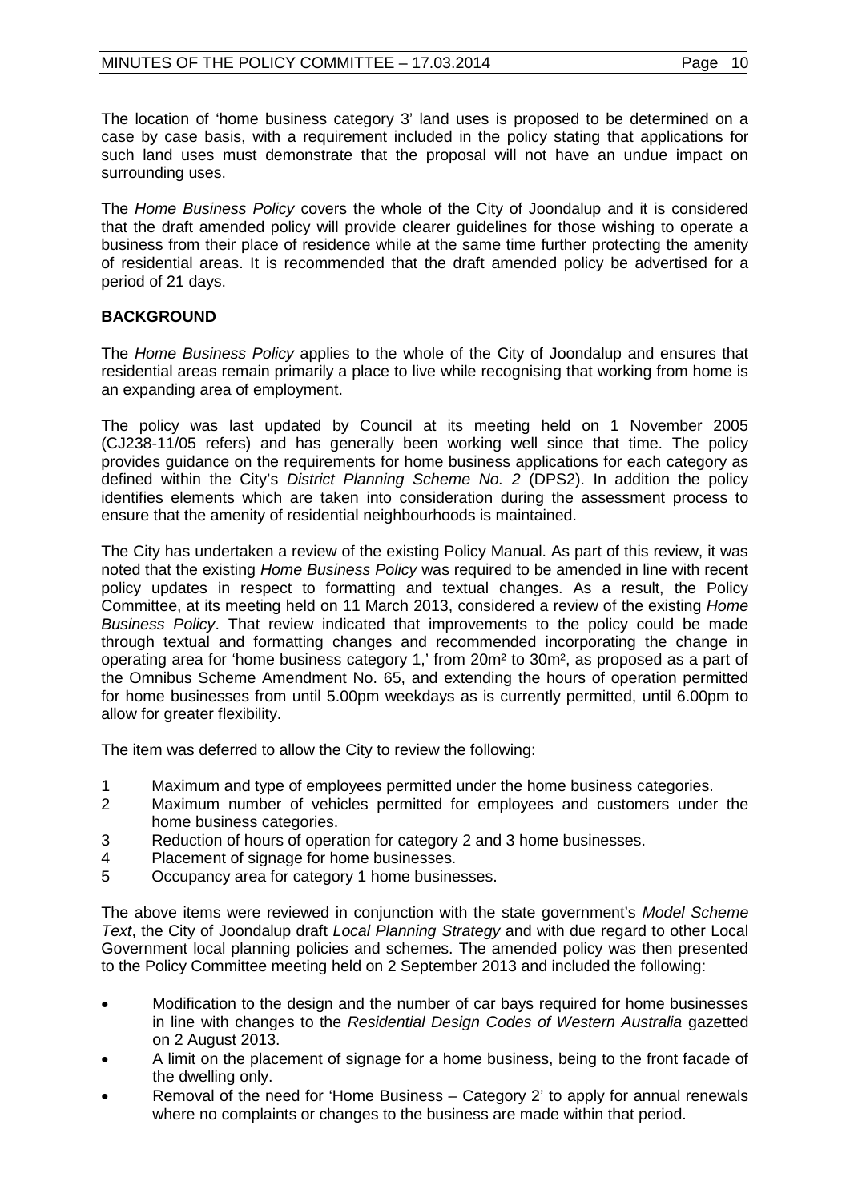The location of 'home business category 3' land uses is proposed to be determined on a case by case basis, with a requirement included in the policy stating that applications for such land uses must demonstrate that the proposal will not have an undue impact on surrounding uses.

The *Home Business Policy* covers the whole of the City of Joondalup and it is considered that the draft amended policy will provide clearer guidelines for those wishing to operate a business from their place of residence while at the same time further protecting the amenity of residential areas. It is recommended that the draft amended policy be advertised for a period of 21 days.

## BACKGROUND

The *Home Business Policy* applies to the whole of the City of Joondalup and ensures that residential areas remain primarily a place to live while recognising that working from home is an expanding area of employment.

The policy was last updated by Council at its meeting held on 1 November 2005 (CJ238-11/05 refers) and has generally been working well since that time. The policy provides guidance on the requirements for home business applications for each category as defined within the City's *District Planning Scheme No. 2* (DPS2). In addition the policy identifies elements which are taken into consideration during the assessment process to ensure that the amenity of residential neighbourhoods is maintained.

The City has undertaken a review of the existing Policy Manual. As part of this review, it was noted that the existing *Home Business Policy* was required to be amended in line with recent policy updates in respect to formatting and textual changes. As a result, the Policy Committee, at its meeting held on 11 March 2013, considered a review of the existing *Home Business Policy*. That review indicated that improvements to the policy could be made through textual and formatting changes and recommended incorporating the change in operating area for 'home business category 1,' from 20m² to 30m², as proposed as a part of the Omnibus Scheme Amendment No. 65, and extending the hours of operation permitted for home businesses from until 5.00pm weekdays as is currently permitted, until 6.00pm to allow for greater flexibility.

The item was deferred to allow the City to review the following:

1. Maximum and type of employees permitted under the home business categories.
2. Maximum number of vehicles permitted for employees and customers under the home business categories.
3. Reduction of hours of operation for category 2 and 3 home businesses.
4. Placement of signage for home businesses.
5. Occupancy area for category 1 home businesses.

The above items were reviewed in conjunction with the state government's *Model Scheme Text*, the City of Joondalup draft *Local Planning Strategy* and with due regard to other Local Government local planning policies and schemes. The amended policy was then presented to the Policy Committee meeting held on 2 September 2013 and included the following:

- Modification to the design and the number of car bays required for home businesses in line with changes to the *Residential Design Codes of Western Australia* gazetted on 2 August 2013.
- A limit on the placement of signage for a home business, being to the front facade of the dwelling only.
- Removal of the need for 'Home Business – Category 2' to apply for annual renewals where no complaints or changes to the business are made within that period.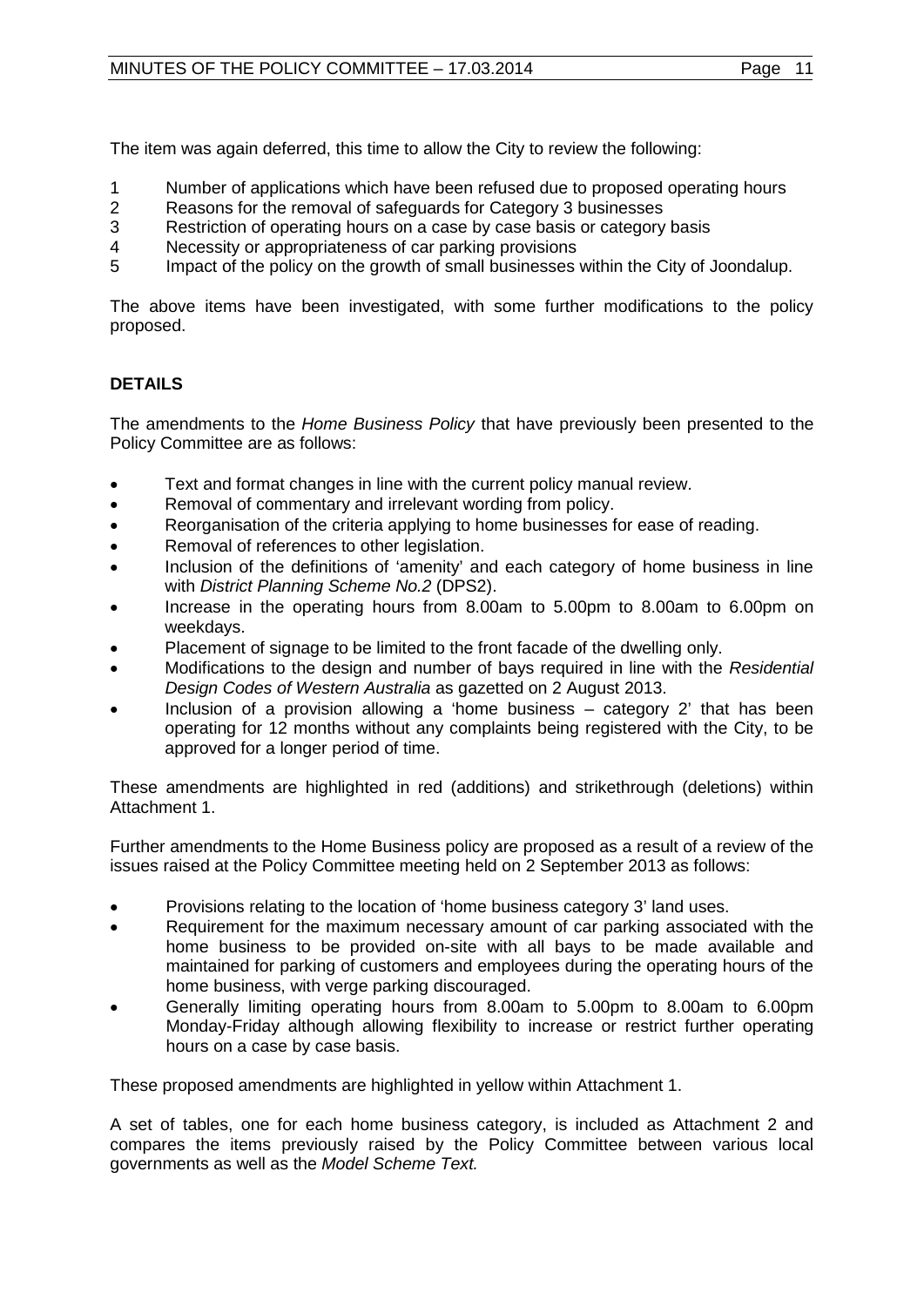The item was again deferred, this time to allow the City to review the following:

1. Number of applications which have been refused due to proposed operating hours
2. Reasons for the removal of safeguards for Category 3 businesses
3. Restriction of operating hours on a case by case basis or category basis
4. Necessity or appropriateness of car parking provisions
5. Impact of the policy on the growth of small businesses within the City of Joondalup.

The above items have been investigated, with some further modifications to the policy proposed.

**DETAILS**

The amendments to the *Home Business Policy* that have previously been presented to the Policy Committee are as follows:

- Text and format changes in line with the current policy manual review.
- Removal of commentary and irrelevant wording from policy.
- Reorganisation of the criteria applying to home businesses for ease of reading.
- Removal of references to other legislation.
- Inclusion of the definitions of 'amenity' and each category of home business in line with *District Planning Scheme No.2* (DPS2).
- Increase in the operating hours from 8.00am to 5.00pm to 8.00am to 6.00pm on weekdays.
- Placement of signage to be limited to the front facade of the dwelling only.
- Modifications to the design and number of bays required in line with the *Residential Design Codes of Western Australia* as gazetted on 2 August 2013.
- Inclusion of a provision allowing a 'home business – category 2' that has been operating for 12 months without any complaints being registered with the City, to be approved for a longer period of time.

These amendments are highlighted in red (additions) and strikethrough (deletions) within Attachment 1.

Further amendments to the Home Business policy are proposed as a result of a review of the issues raised at the Policy Committee meeting held on 2 September 2013 as follows:

- Provisions relating to the location of 'home business category 3' land uses.
- Requirement for the maximum necessary amount of car parking associated with the home business to be provided on-site with all bays to be made available and maintained for parking of customers and employees during the operating hours of the home business, with verge parking discouraged.
- Generally limiting operating hours from 8.00am to 5.00pm to 8.00am to 6.00pm Monday-Friday although allowing flexibility to increase or restrict further operating hours on a case by case basis.

These proposed amendments are highlighted in yellow within Attachment 1.

A set of tables, one for each home business category, is included as Attachment 2 and compares the items previously raised by the Policy Committee between various local governments as well as the *Model Scheme Text.*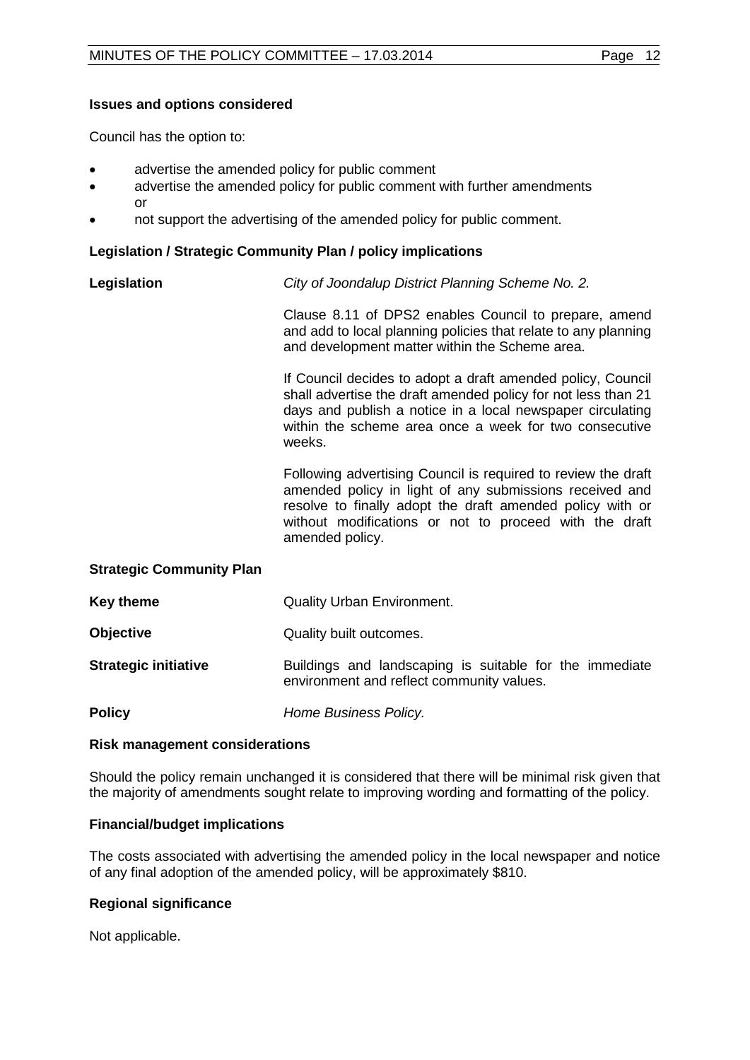**Issues and options considered**

Council has the option to:

- advertise the amended policy for public comment
- advertise the amended policy for public comment with further amendments or
- not support the advertising of the amended policy for public comment.

**Legislation / Strategic Community Plan / policy implications**

**Legislation** *City of Joondalup District Planning Scheme No. 2.*

Clause 8.11 of DPS2 enables Council to prepare, amend and add to local planning policies that relate to any planning and development matter within the Scheme area.

If Council decides to adopt a draft amended policy, Council shall advertise the draft amended policy for not less than 21 days and publish a notice in a local newspaper circulating within the scheme area once a week for two consecutive weeks.

Following advertising Council is required to review the draft amended policy in light of any submissions received and resolve to finally adopt the draft amended policy with or without modifications or not to proceed with the draft amended policy.

**Strategic Community Plan**

| | |
|---|---|
| **Key theme** | Quality Urban Environment. |
| **Objective** | Quality built outcomes. |
| **Strategic initiative** | Buildings and landscaping is suitable for the immediate environment and reflect community values. |
| **Policy** | *Home Business Policy.* |

**Risk management considerations**

Should the policy remain unchanged it is considered that there will be minimal risk given that the majority of amendments sought relate to improving wording and formatting of the policy.

**Financial/budget implications**

The costs associated with advertising the amended policy in the local newspaper and notice of any final adoption of the amended policy, will be approximately $810.

**Regional significance**

Not applicable.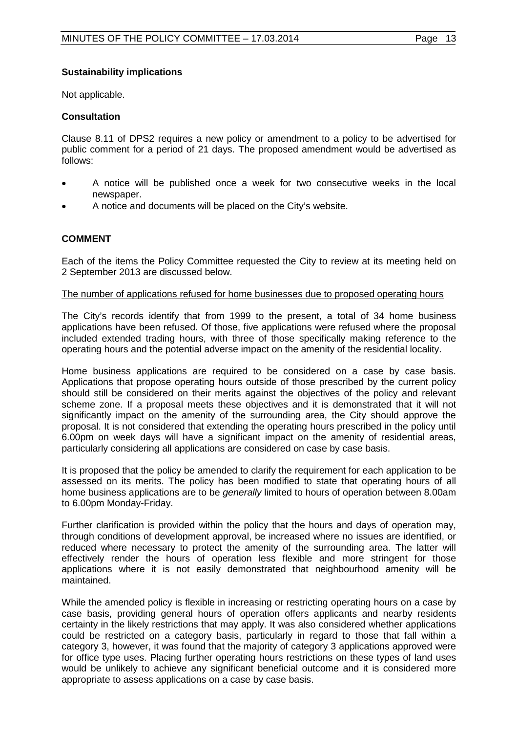**Sustainability implications**

Not applicable.

**Consultation**

Clause 8.11 of DPS2 requires a new policy or amendment to a policy to be advertised for public comment for a period of 21 days. The proposed amendment would be advertised as follows:

- A notice will be published once a week for two consecutive weeks in the local newspaper.
- A notice and documents will be placed on the City's website.

## COMMENT

Each of the items the Policy Committee requested the City to review at its meeting held on 2 September 2013 are discussed below.

<u>The number of applications refused for home businesses due to proposed operating hours</u>

The City's records identify that from 1999 to the present, a total of 34 home business applications have been refused. Of those, five applications were refused where the proposal included extended trading hours, with three of those specifically making reference to the operating hours and the potential adverse impact on the amenity of the residential locality.

Home business applications are required to be considered on a case by case basis. Applications that propose operating hours outside of those prescribed by the current policy should still be considered on their merits against the objectives of the policy and relevant scheme zone. If a proposal meets these objectives and it is demonstrated that it will not significantly impact on the amenity of the surrounding area, the City should approve the proposal. It is not considered that extending the operating hours prescribed in the policy until 6.00pm on week days will have a significant impact on the amenity of residential areas, particularly considering all applications are considered on case by case basis.

It is proposed that the policy be amended to clarify the requirement for each application to be assessed on its merits. The policy has been modified to state that operating hours of all home business applications are to be *generally* limited to hours of operation between 8.00am to 6.00pm Monday-Friday.

Further clarification is provided within the policy that the hours and days of operation may, through conditions of development approval, be increased where no issues are identified, or reduced where necessary to protect the amenity of the surrounding area. The latter will effectively render the hours of operation less flexible and more stringent for those applications where it is not easily demonstrated that neighbourhood amenity will be maintained.

While the amended policy is flexible in increasing or restricting operating hours on a case by case basis, providing general hours of operation offers applicants and nearby residents certainty in the likely restrictions that may apply. It was also considered whether applications could be restricted on a category basis, particularly in regard to those that fall within a category 3, however, it was found that the majority of category 3 applications approved were for office type uses. Placing further operating hours restrictions on these types of land uses would be unlikely to achieve any significant beneficial outcome and it is considered more appropriate to assess applications on a case by case basis.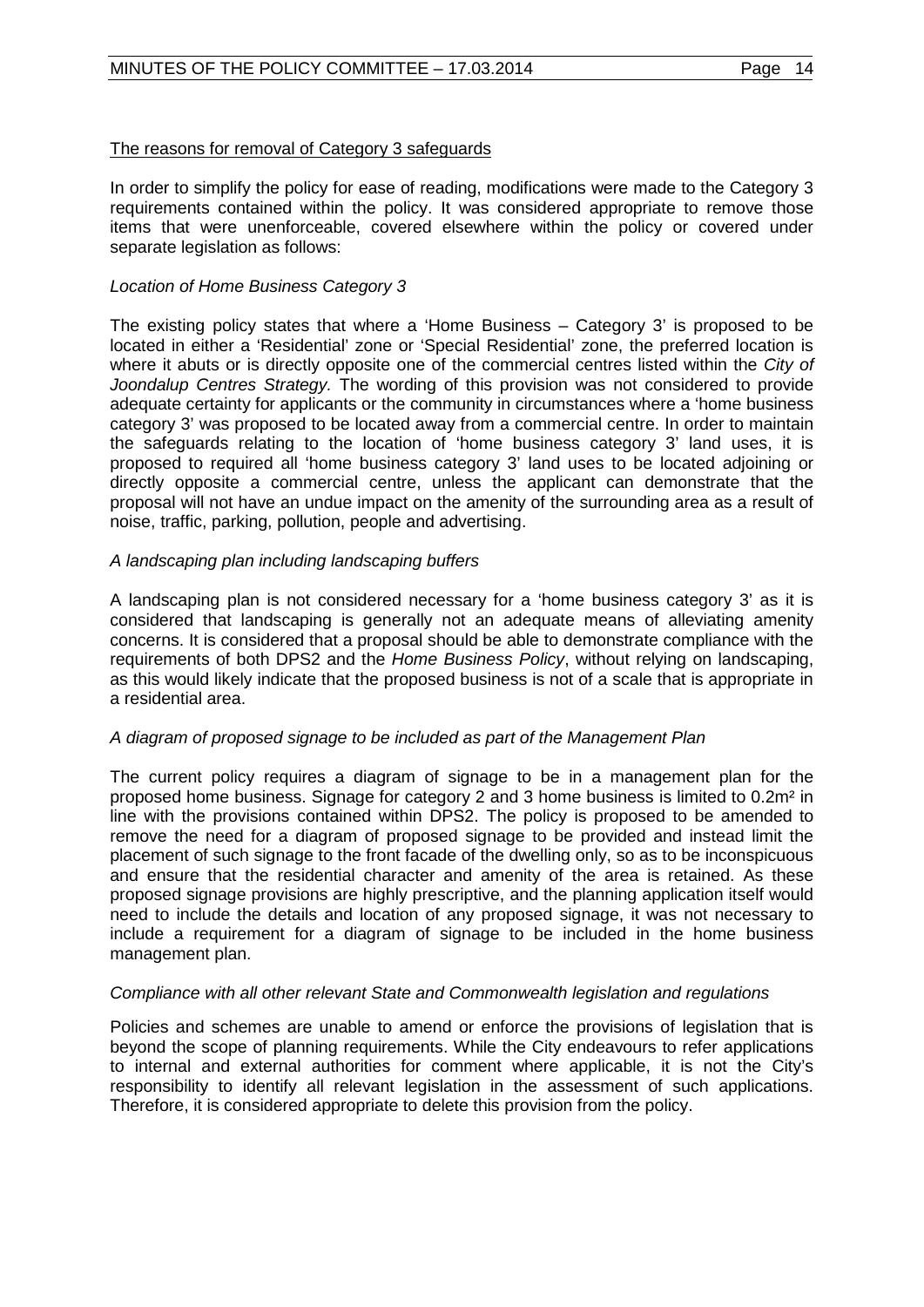The reasons for removal of Category 3 safeguards

In order to simplify the policy for ease of reading, modifications were made to the Category 3 requirements contained within the policy. It was considered appropriate to remove those items that were unenforceable, covered elsewhere within the policy or covered under separate legislation as follows:

*Location of Home Business Category 3*

The existing policy states that where a 'Home Business – Category 3' is proposed to be located in either a 'Residential' zone or 'Special Residential' zone, the preferred location is where it abuts or is directly opposite one of the commercial centres listed within the *City of Joondalup Centres Strategy.* The wording of this provision was not considered to provide adequate certainty for applicants or the community in circumstances where a 'home business category 3' was proposed to be located away from a commercial centre. In order to maintain the safeguards relating to the location of 'home business category 3' land uses, it is proposed to required all 'home business category 3' land uses to be located adjoining or directly opposite a commercial centre, unless the applicant can demonstrate that the proposal will not have an undue impact on the amenity of the surrounding area as a result of noise, traffic, parking, pollution, people and advertising.

*A landscaping plan including landscaping buffers*

A landscaping plan is not considered necessary for a 'home business category 3' as it is considered that landscaping is generally not an adequate means of alleviating amenity concerns. It is considered that a proposal should be able to demonstrate compliance with the requirements of both DPS2 and the *Home Business Policy*, without relying on landscaping, as this would likely indicate that the proposed business is not of a scale that is appropriate in a residential area.

*A diagram of proposed signage to be included as part of the Management Plan*

The current policy requires a diagram of signage to be in a management plan for the proposed home business. Signage for category 2 and 3 home business is limited to 0.2m² in line with the provisions contained within DPS2. The policy is proposed to be amended to remove the need for a diagram of proposed signage to be provided and instead limit the placement of such signage to the front facade of the dwelling only, so as to be inconspicuous and ensure that the residential character and amenity of the area is retained. As these proposed signage provisions are highly prescriptive, and the planning application itself would need to include the details and location of any proposed signage, it was not necessary to include a requirement for a diagram of signage to be included in the home business management plan.

*Compliance with all other relevant State and Commonwealth legislation and regulations*

Policies and schemes are unable to amend or enforce the provisions of legislation that is beyond the scope of planning requirements. While the City endeavours to refer applications to internal and external authorities for comment where applicable, it is not the City's responsibility to identify all relevant legislation in the assessment of such applications. Therefore, it is considered appropriate to delete this provision from the policy.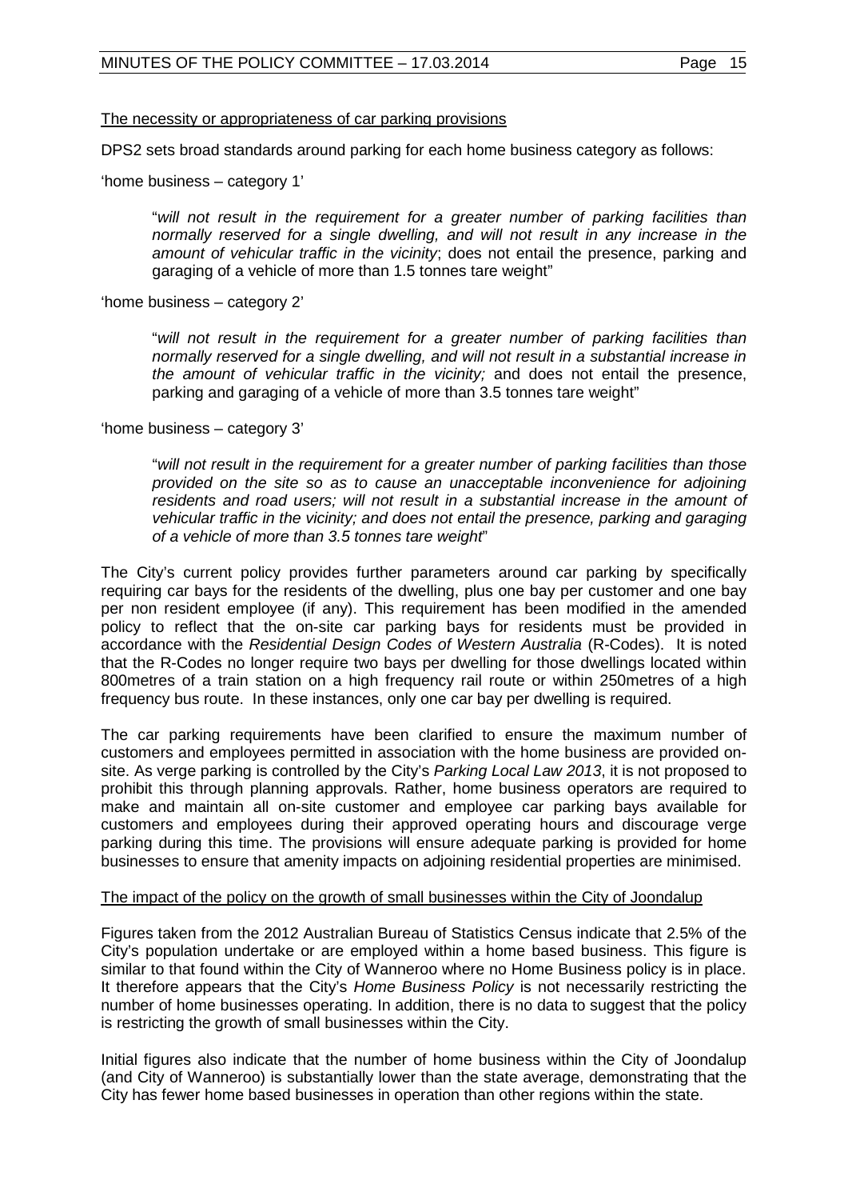The necessity or appropriateness of car parking provisions

DPS2 sets broad standards around parking for each home business category as follows:

'home business – category 1'

> "*will not result in the requirement for a greater number of parking facilities than normally reserved for a single dwelling, and will not result in any increase in the amount of vehicular traffic in the vicinity*; does not entail the presence, parking and garaging of a vehicle of more than 1.5 tonnes tare weight"

'home business – category 2'

> "*will not result in the requirement for a greater number of parking facilities than normally reserved for a single dwelling, and will not result in a substantial increase in the amount of vehicular traffic in the vicinity;* and does not entail the presence, parking and garaging of a vehicle of more than 3.5 tonnes tare weight"

'home business – category 3'

> "*will not result in the requirement for a greater number of parking facilities than those provided on the site so as to cause an unacceptable inconvenience for adjoining residents and road users; will not result in a substantial increase in the amount of vehicular traffic in the vicinity; and does not entail the presence, parking and garaging of a vehicle of more than 3.5 tonnes tare weight*"

The City's current policy provides further parameters around car parking by specifically requiring car bays for the residents of the dwelling, plus one bay per customer and one bay per non resident employee (if any). This requirement has been modified in the amended policy to reflect that the on-site car parking bays for residents must be provided in accordance with the *Residential Design Codes of Western Australia* (R-Codes). It is noted that the R-Codes no longer require two bays per dwelling for those dwellings located within 800metres of a train station on a high frequency rail route or within 250metres of a high frequency bus route. In these instances, only one car bay per dwelling is required.

The car parking requirements have been clarified to ensure the maximum number of customers and employees permitted in association with the home business are provided on-site. As verge parking is controlled by the City's *Parking Local Law 2013*, it is not proposed to prohibit this through planning approvals. Rather, home business operators are required to make and maintain all on-site customer and employee car parking bays available for customers and employees during their approved operating hours and discourage verge parking during this time. The provisions will ensure adequate parking is provided for home businesses to ensure that amenity impacts on adjoining residential properties are minimised.

The impact of the policy on the growth of small businesses within the City of Joondalup

Figures taken from the 2012 Australian Bureau of Statistics Census indicate that 2.5% of the City's population undertake or are employed within a home based business. This figure is similar to that found within the City of Wanneroo where no Home Business policy is in place. It therefore appears that the City's *Home Business Policy* is not necessarily restricting the number of home businesses operating. In addition, there is no data to suggest that the policy is restricting the growth of small businesses within the City.

Initial figures also indicate that the number of home business within the City of Joondalup (and City of Wanneroo) is substantially lower than the state average, demonstrating that the City has fewer home based businesses in operation than other regions within the state.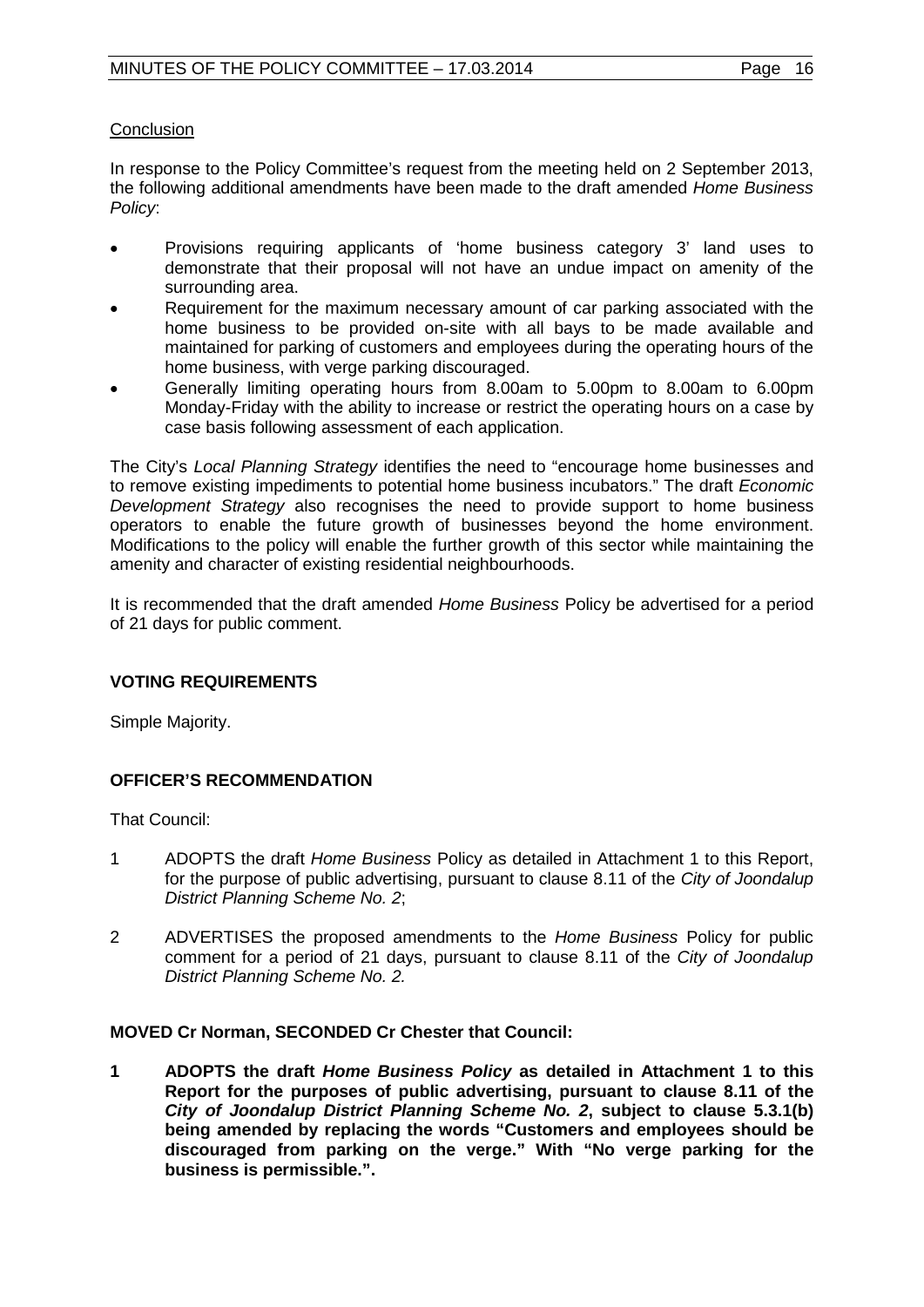Conclusion

In response to the Policy Committee's request from the meeting held on 2 September 2013, the following additional amendments have been made to the draft amended *Home Business Policy*:

- Provisions requiring applicants of 'home business category 3' land uses to demonstrate that their proposal will not have an undue impact on amenity of the surrounding area.
- Requirement for the maximum necessary amount of car parking associated with the home business to be provided on-site with all bays to be made available and maintained for parking of customers and employees during the operating hours of the home business, with verge parking discouraged.
- Generally limiting operating hours from 8.00am to 5.00pm to 8.00am to 6.00pm Monday-Friday with the ability to increase or restrict the operating hours on a case by case basis following assessment of each application.

The City's *Local Planning Strategy* identifies the need to "encourage home businesses and to remove existing impediments to potential home business incubators." The draft *Economic Development Strategy* also recognises the need to provide support to home business operators to enable the future growth of businesses beyond the home environment. Modifications to the policy will enable the further growth of this sector while maintaining the amenity and character of existing residential neighbourhoods.

It is recommended that the draft amended *Home Business* Policy be advertised for a period of 21 days for public comment.

## VOTING REQUIREMENTS

Simple Majority.

## OFFICER'S RECOMMENDATION

That Council:

1 ADOPTS the draft *Home Business* Policy as detailed in Attachment 1 to this Report, for the purpose of public advertising, pursuant to clause 8.11 of the *City of Joondalup District Planning Scheme No. 2*;

2 ADVERTISES the proposed amendments to the *Home Business* Policy for public comment for a period of 21 days, pursuant to clause 8.11 of the *City of Joondalup District Planning Scheme No. 2.*

**MOVED Cr Norman, SECONDED Cr Chester that Council:**

**1 ADOPTS the draft *Home Business Policy* as detailed in Attachment 1 to this Report for the purposes of public advertising, pursuant to clause 8.11 of the *City of Joondalup District Planning Scheme No. 2*, subject to clause 5.3.1(b) being amended by replacing the words "Customers and employees should be discouraged from parking on the verge." With "No verge parking for the business is permissible.".**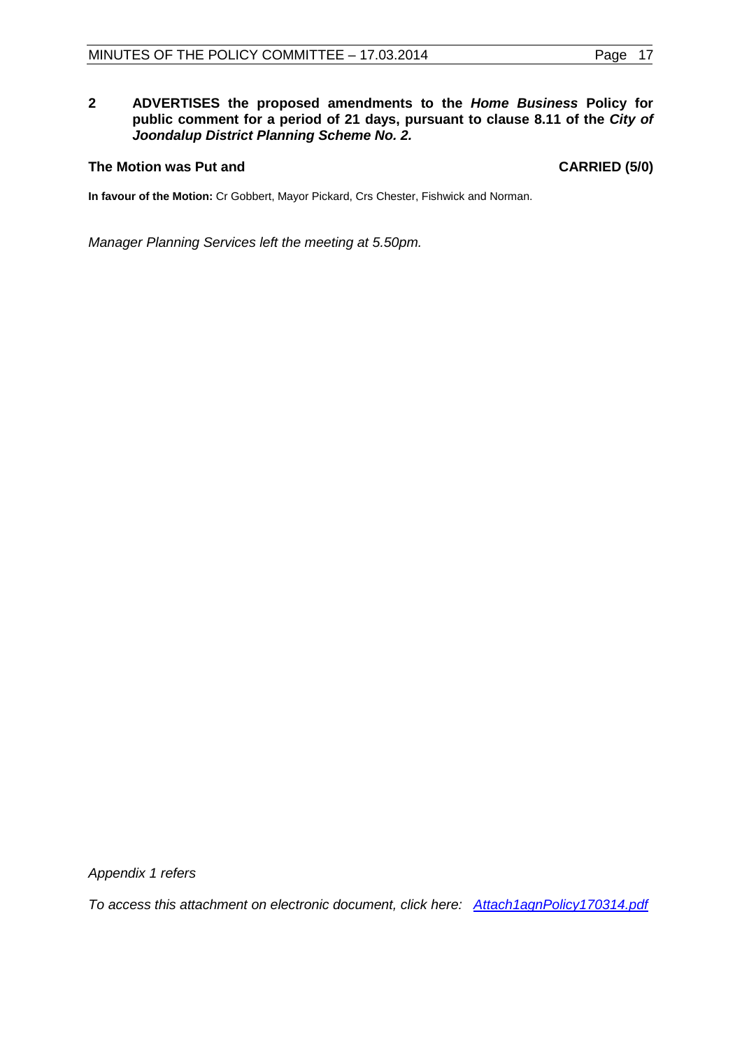**2 ADVERTISES the proposed amendments to the *Home Business* Policy for public comment for a period of 21 days, pursuant to clause 8.11 of the *City of Joondalup District Planning Scheme No. 2.***

**The Motion was Put and CARRIED (5/0)**

**In favour of the Motion:** Cr Gobbert, Mayor Pickard, Crs Chester, Fishwick and Norman.

*Manager Planning Services left the meeting at 5.50pm.*

*Appendix 1 refers*

*To access this attachment on electronic document, click here: Attach1agnPolicy170314.pdf*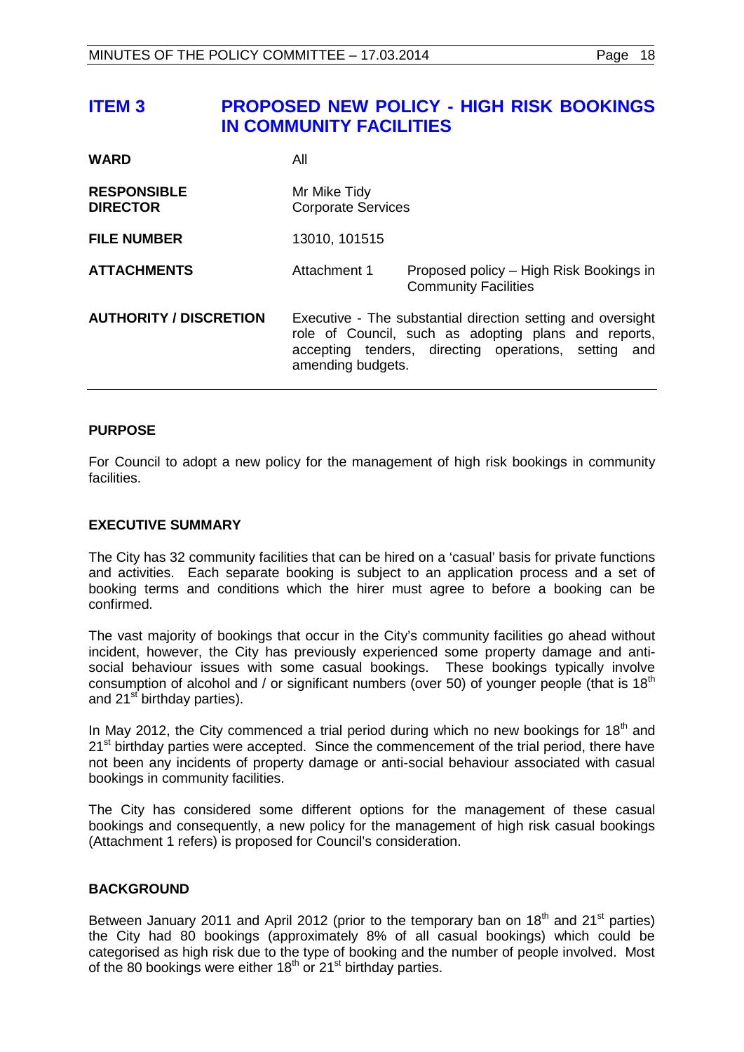# ITEM 3 PROPOSED NEW POLICY - HIGH RISK BOOKINGS IN COMMUNITY FACILITIES

| | | |
|---|---|---|
| **WARD** | All | |
| **RESPONSIBLE DIRECTOR** | Mr Mike Tidy<br>Corporate Services | |
| **FILE NUMBER** | 13010, 101515 | |
| **ATTACHMENTS** | Attachment 1 | Proposed policy – High Risk Bookings in Community Facilities |
| **AUTHORITY / DISCRETION** | Executive - The substantial direction setting and oversight role of Council, such as adopting plans and reports, accepting tenders, directing operations, setting and amending budgets. | |

## PURPOSE

For Council to adopt a new policy for the management of high risk bookings in community facilities.

## EXECUTIVE SUMMARY

The City has 32 community facilities that can be hired on a 'casual' basis for private functions and activities. Each separate booking is subject to an application process and a set of booking terms and conditions which the hirer must agree to before a booking can be confirmed.

The vast majority of bookings that occur in the City's community facilities go ahead without incident, however, the City has previously experienced some property damage and anti-social behaviour issues with some casual bookings. These bookings typically involve consumption of alcohol and / or significant numbers (over 50) of younger people (that is 18th and 21st birthday parties).

In May 2012, the City commenced a trial period during which no new bookings for 18th and 21st birthday parties were accepted. Since the commencement of the trial period, there have not been any incidents of property damage or anti-social behaviour associated with casual bookings in community facilities.

The City has considered some different options for the management of these casual bookings and consequently, a new policy for the management of high risk casual bookings (Attachment 1 refers) is proposed for Council's consideration.

## BACKGROUND

Between January 2011 and April 2012 (prior to the temporary ban on 18th and 21st parties) the City had 80 bookings (approximately 8% of all casual bookings) which could be categorised as high risk due to the type of booking and the number of people involved. Most of the 80 bookings were either 18th or 21st birthday parties.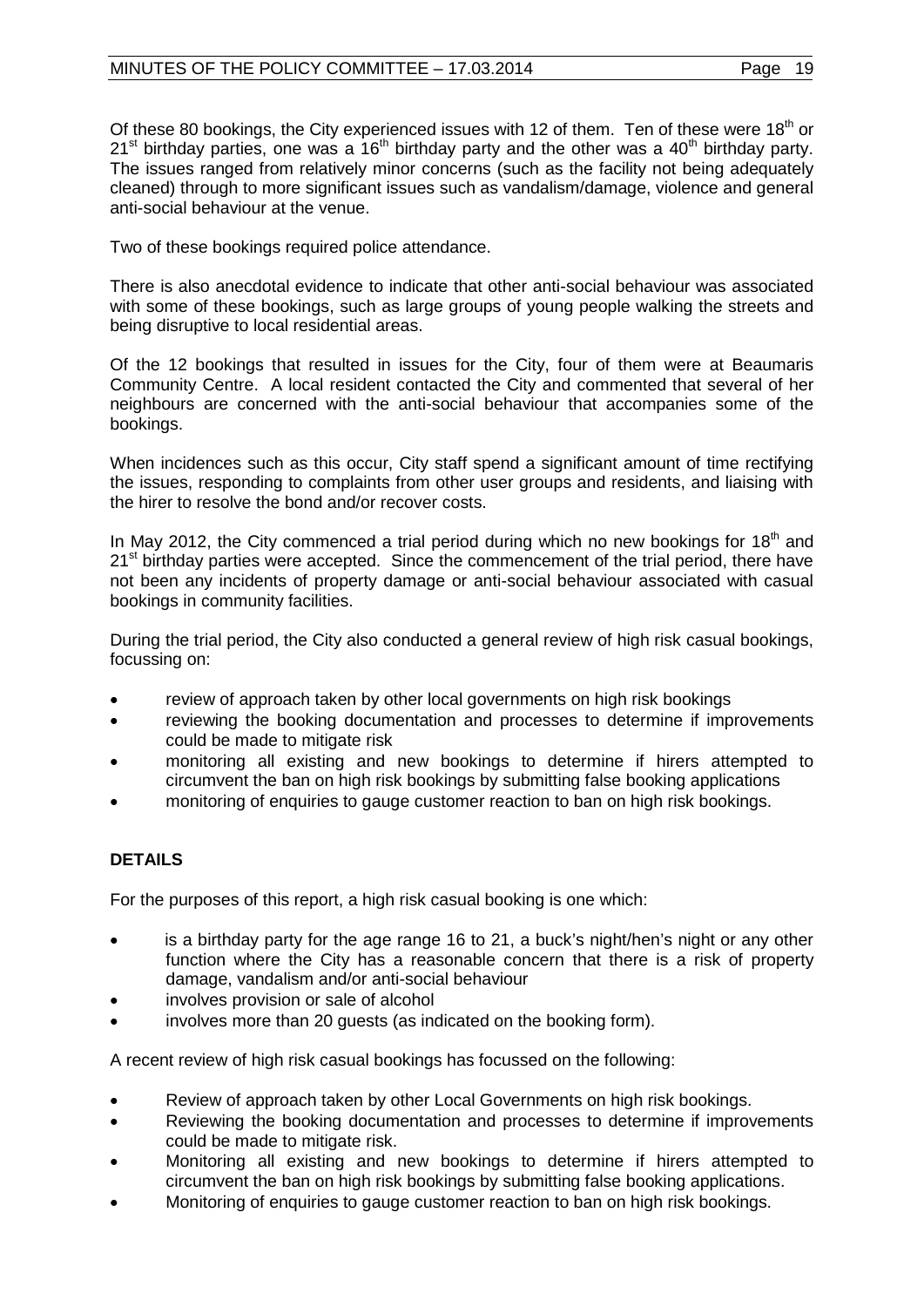Of these 80 bookings, the City experienced issues with 12 of them. Ten of these were 18th or 21st birthday parties, one was a 16th birthday party and the other was a 40th birthday party. The issues ranged from relatively minor concerns (such as the facility not being adequately cleaned) through to more significant issues such as vandalism/damage, violence and general anti-social behaviour at the venue.

Two of these bookings required police attendance.

There is also anecdotal evidence to indicate that other anti-social behaviour was associated with some of these bookings, such as large groups of young people walking the streets and being disruptive to local residential areas.

Of the 12 bookings that resulted in issues for the City, four of them were at Beaumaris Community Centre. A local resident contacted the City and commented that several of her neighbours are concerned with the anti-social behaviour that accompanies some of the bookings.

When incidences such as this occur, City staff spend a significant amount of time rectifying the issues, responding to complaints from other user groups and residents, and liaising with the hirer to resolve the bond and/or recover costs.

In May 2012, the City commenced a trial period during which no new bookings for 18th and 21st birthday parties were accepted. Since the commencement of the trial period, there have not been any incidents of property damage or anti-social behaviour associated with casual bookings in community facilities.

During the trial period, the City also conducted a general review of high risk casual bookings, focussing on:

- review of approach taken by other local governments on high risk bookings
- reviewing the booking documentation and processes to determine if improvements could be made to mitigate risk
- monitoring all existing and new bookings to determine if hirers attempted to circumvent the ban on high risk bookings by submitting false booking applications
- monitoring of enquiries to gauge customer reaction to ban on high risk bookings.

**DETAILS**

For the purposes of this report, a high risk casual booking is one which:

- is a birthday party for the age range 16 to 21, a buck's night/hen's night or any other function where the City has a reasonable concern that there is a risk of property damage, vandalism and/or anti-social behaviour
- involves provision or sale of alcohol
- involves more than 20 guests (as indicated on the booking form).

A recent review of high risk casual bookings has focussed on the following:

- Review of approach taken by other Local Governments on high risk bookings.
- Reviewing the booking documentation and processes to determine if improvements could be made to mitigate risk.
- Monitoring all existing and new bookings to determine if hirers attempted to circumvent the ban on high risk bookings by submitting false booking applications.
- Monitoring of enquiries to gauge customer reaction to ban on high risk bookings.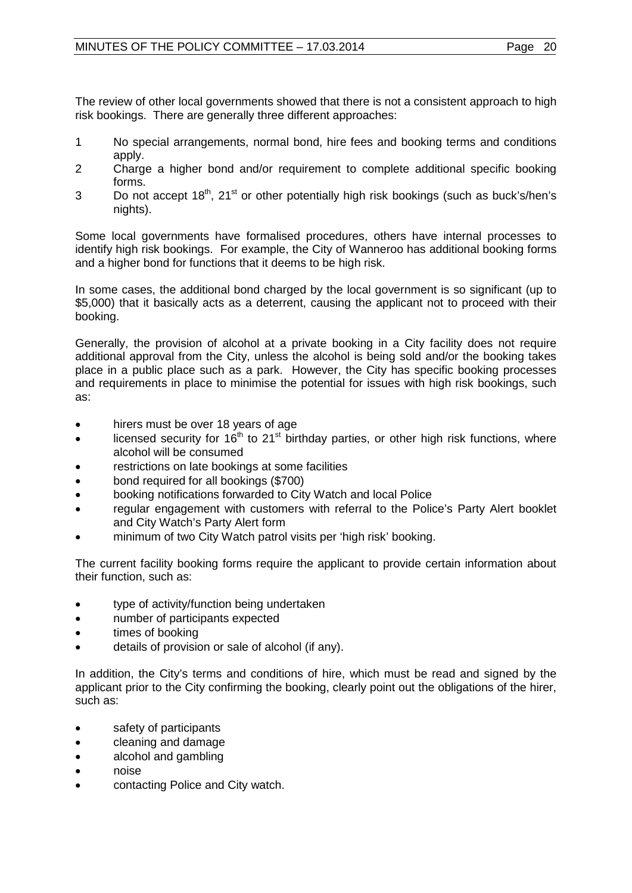The review of other local governments showed that there is not a consistent approach to high risk bookings. There are generally three different approaches:

1. No special arrangements, normal bond, hire fees and booking terms and conditions apply.
2. Charge a higher bond and/or requirement to complete additional specific booking forms.
3. Do not accept 18th, 21st or other potentially high risk bookings (such as buck's/hen's nights).

Some local governments have formalised procedures, others have internal processes to identify high risk bookings. For example, the City of Wanneroo has additional booking forms and a higher bond for functions that it deems to be high risk.

In some cases, the additional bond charged by the local government is so significant (up to $5,000) that it basically acts as a deterrent, causing the applicant not to proceed with their booking.

Generally, the provision of alcohol at a private booking in a City facility does not require additional approval from the City, unless the alcohol is being sold and/or the booking takes place in a public place such as a park. However, the City has specific booking processes and requirements in place to minimise the potential for issues with high risk bookings, such as:

- hirers must be over 18 years of age
- licensed security for 16th to 21st birthday parties, or other high risk functions, where alcohol will be consumed
- restrictions on late bookings at some facilities
- bond required for all bookings ($700)
- booking notifications forwarded to City Watch and local Police
- regular engagement with customers with referral to the Police's Party Alert booklet and City Watch's Party Alert form
- minimum of two City Watch patrol visits per 'high risk' booking.

The current facility booking forms require the applicant to provide certain information about their function, such as:

- type of activity/function being undertaken
- number of participants expected
- times of booking
- details of provision or sale of alcohol (if any).

In addition, the City's terms and conditions of hire, which must be read and signed by the applicant prior to the City confirming the booking, clearly point out the obligations of the hirer, such as:

- safety of participants
- cleaning and damage
- alcohol and gambling
- noise
- contacting Police and City watch.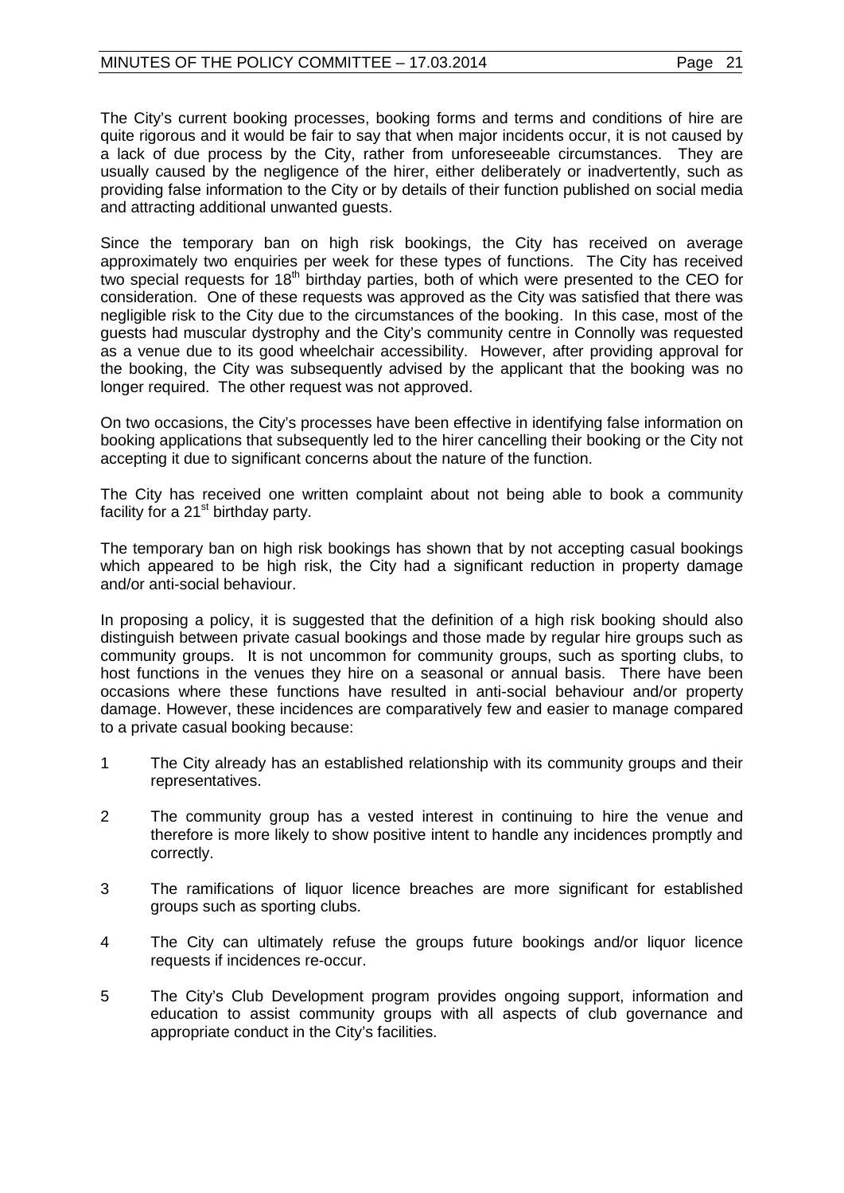The City's current booking processes, booking forms and terms and conditions of hire are quite rigorous and it would be fair to say that when major incidents occur, it is not caused by a lack of due process by the City, rather from unforeseeable circumstances. They are usually caused by the negligence of the hirer, either deliberately or inadvertently, such as providing false information to the City or by details of their function published on social media and attracting additional unwanted guests.

Since the temporary ban on high risk bookings, the City has received on average approximately two enquiries per week for these types of functions. The City has received two special requests for 18th birthday parties, both of which were presented to the CEO for consideration. One of these requests was approved as the City was satisfied that there was negligible risk to the City due to the circumstances of the booking. In this case, most of the guests had muscular dystrophy and the City's community centre in Connolly was requested as a venue due to its good wheelchair accessibility. However, after providing approval for the booking, the City was subsequently advised by the applicant that the booking was no longer required. The other request was not approved.

On two occasions, the City's processes have been effective in identifying false information on booking applications that subsequently led to the hirer cancelling their booking or the City not accepting it due to significant concerns about the nature of the function.

The City has received one written complaint about not being able to book a community facility for a 21st birthday party.

The temporary ban on high risk bookings has shown that by not accepting casual bookings which appeared to be high risk, the City had a significant reduction in property damage and/or anti-social behaviour.

In proposing a policy, it is suggested that the definition of a high risk booking should also distinguish between private casual bookings and those made by regular hire groups such as community groups. It is not uncommon for community groups, such as sporting clubs, to host functions in the venues they hire on a seasonal or annual basis. There have been occasions where these functions have resulted in anti-social behaviour and/or property damage. However, these incidences are comparatively few and easier to manage compared to a private casual booking because:

1 The City already has an established relationship with its community groups and their representatives.

2 The community group has a vested interest in continuing to hire the venue and therefore is more likely to show positive intent to handle any incidences promptly and correctly.

3 The ramifications of liquor licence breaches are more significant for established groups such as sporting clubs.

4 The City can ultimately refuse the groups future bookings and/or liquor licence requests if incidences re-occur.

5 The City's Club Development program provides ongoing support, information and education to assist community groups with all aspects of club governance and appropriate conduct in the City's facilities.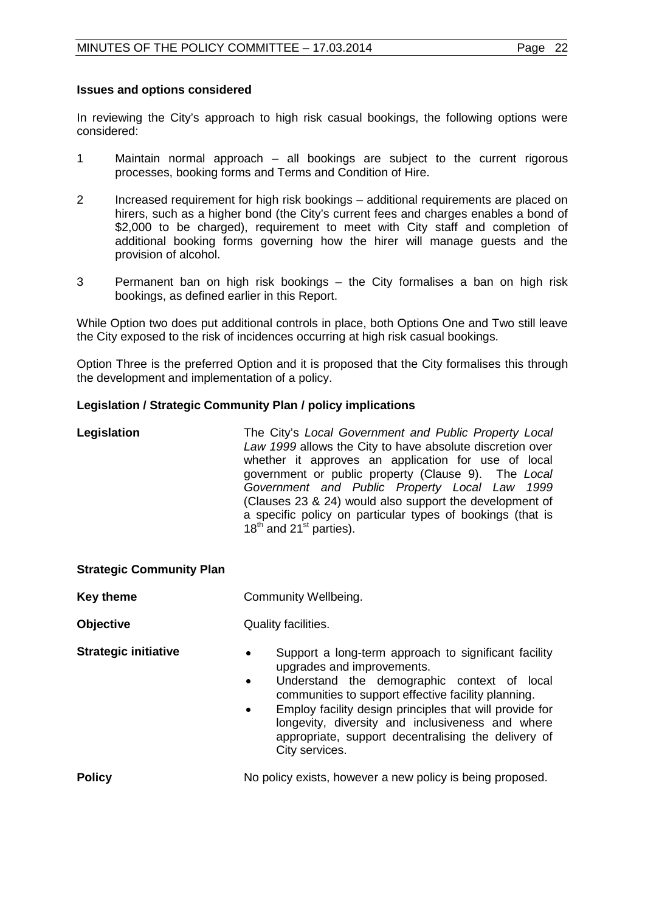**Issues and options considered**

In reviewing the City's approach to high risk casual bookings, the following options were considered:

1. Maintain normal approach – all bookings are subject to the current rigorous processes, booking forms and Terms and Condition of Hire.

2. Increased requirement for high risk bookings – additional requirements are placed on hirers, such as a higher bond (the City's current fees and charges enables a bond of $2,000 to be charged), requirement to meet with City staff and completion of additional booking forms governing how the hirer will manage guests and the provision of alcohol.

3. Permanent ban on high risk bookings – the City formalises a ban on high risk bookings, as defined earlier in this Report.

While Option two does put additional controls in place, both Options One and Two still leave the City exposed to the risk of incidences occurring at high risk casual bookings.

Option Three is the preferred Option and it is proposed that the City formalises this through the development and implementation of a policy.

**Legislation / Strategic Community Plan / policy implications**

| | |
|---|---|
| **Legislation** | The City's *Local Government and Public Property Local Law 1999* allows the City to have absolute discretion over whether it approves an application for use of local government or public property (Clause 9). The *Local Government and Public Property Local Law 1999* (Clauses 23 & 24) would also support the development of a specific policy on particular types of bookings (that is 18th and 21st parties). |

**Strategic Community Plan**

| | |
|---|---|
| **Key theme** | Community Wellbeing. |
| **Objective** | Quality facilities. |
| **Strategic initiative** | • Support a long-term approach to significant facility upgrades and improvements.<br>• Understand the demographic context of local communities to support effective facility planning.<br>• Employ facility design principles that will provide for longevity, diversity and inclusiveness and where appropriate, support decentralising the delivery of City services. |
| **Policy** | No policy exists, however a new policy is being proposed. |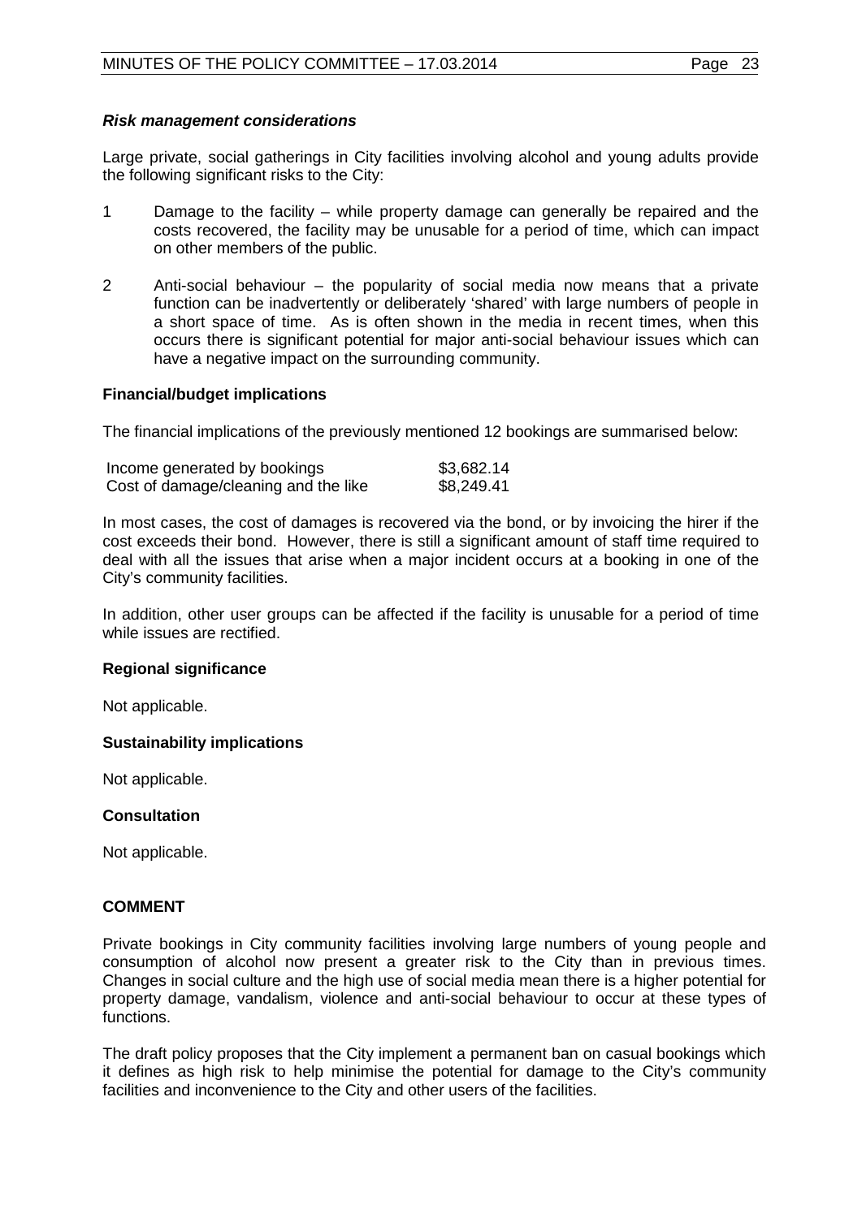***Risk management considerations***

Large private, social gatherings in City facilities involving alcohol and young adults provide the following significant risks to the City:

1. Damage to the facility – while property damage can generally be repaired and the costs recovered, the facility may be unusable for a period of time, which can impact on other members of the public.

2. Anti-social behaviour – the popularity of social media now means that a private function can be inadvertently or deliberately 'shared' with large numbers of people in a short space of time. As is often shown in the media in recent times, when this occurs there is significant potential for major anti-social behaviour issues which can have a negative impact on the surrounding community.

**Financial/budget implications**

The financial implications of the previously mentioned 12 bookings are summarised below:

| | |
|---|---|
| Income generated by bookings | \$3,682.14 |
| Cost of damage/cleaning and the like | \$8,249.41 |

In most cases, the cost of damages is recovered via the bond, or by invoicing the hirer if the cost exceeds their bond. However, there is still a significant amount of staff time required to deal with all the issues that arise when a major incident occurs at a booking in one of the City's community facilities.

In addition, other user groups can be affected if the facility is unusable for a period of time while issues are rectified.

**Regional significance**

Not applicable.

**Sustainability implications**

Not applicable.

**Consultation**

Not applicable.

**COMMENT**

Private bookings in City community facilities involving large numbers of young people and consumption of alcohol now present a greater risk to the City than in previous times. Changes in social culture and the high use of social media mean there is a higher potential for property damage, vandalism, violence and anti-social behaviour to occur at these types of functions.

The draft policy proposes that the City implement a permanent ban on casual bookings which it defines as high risk to help minimise the potential for damage to the City's community facilities and inconvenience to the City and other users of the facilities.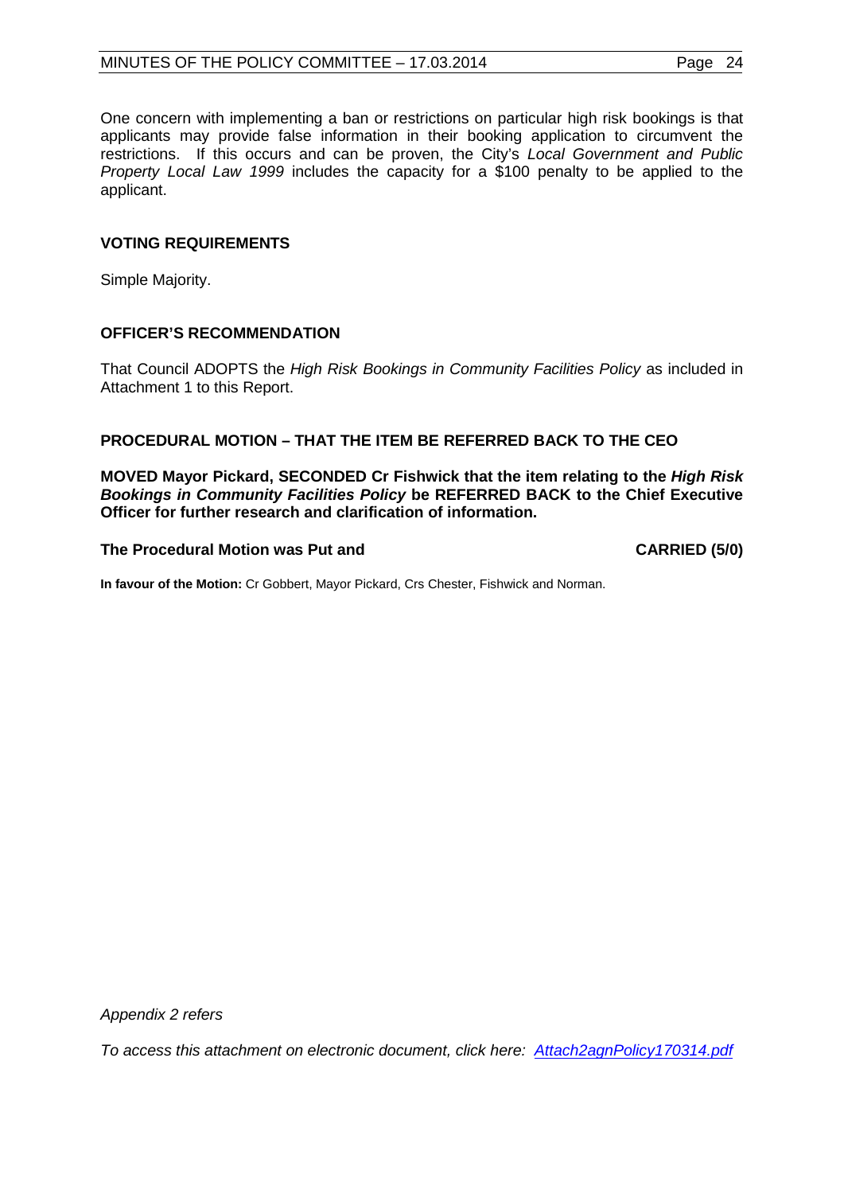One concern with implementing a ban or restrictions on particular high risk bookings is that applicants may provide false information in their booking application to circumvent the restrictions. If this occurs and can be proven, the City's *Local Government and Public Property Local Law 1999* includes the capacity for a $100 penalty to be applied to the applicant.

**VOTING REQUIREMENTS**

Simple Majority.

**OFFICER'S RECOMMENDATION**

That Council ADOPTS the *High Risk Bookings in Community Facilities Policy* as included in Attachment 1 to this Report.

**PROCEDURAL MOTION – THAT THE ITEM BE REFERRED BACK TO THE CEO**

**MOVED Mayor Pickard, SECONDED Cr Fishwick that the item relating to the *High Risk Bookings in Community Facilities Policy* be REFERRED BACK to the Chief Executive Officer for further research and clarification of information.**

**The Procedural Motion was Put and CARRIED (5/0)**

**In favour of the Motion:** Cr Gobbert, Mayor Pickard, Crs Chester, Fishwick and Norman.

*Appendix 2 refers*

*To access this attachment on electronic document, click here: Attach2agnPolicy170314.pdf*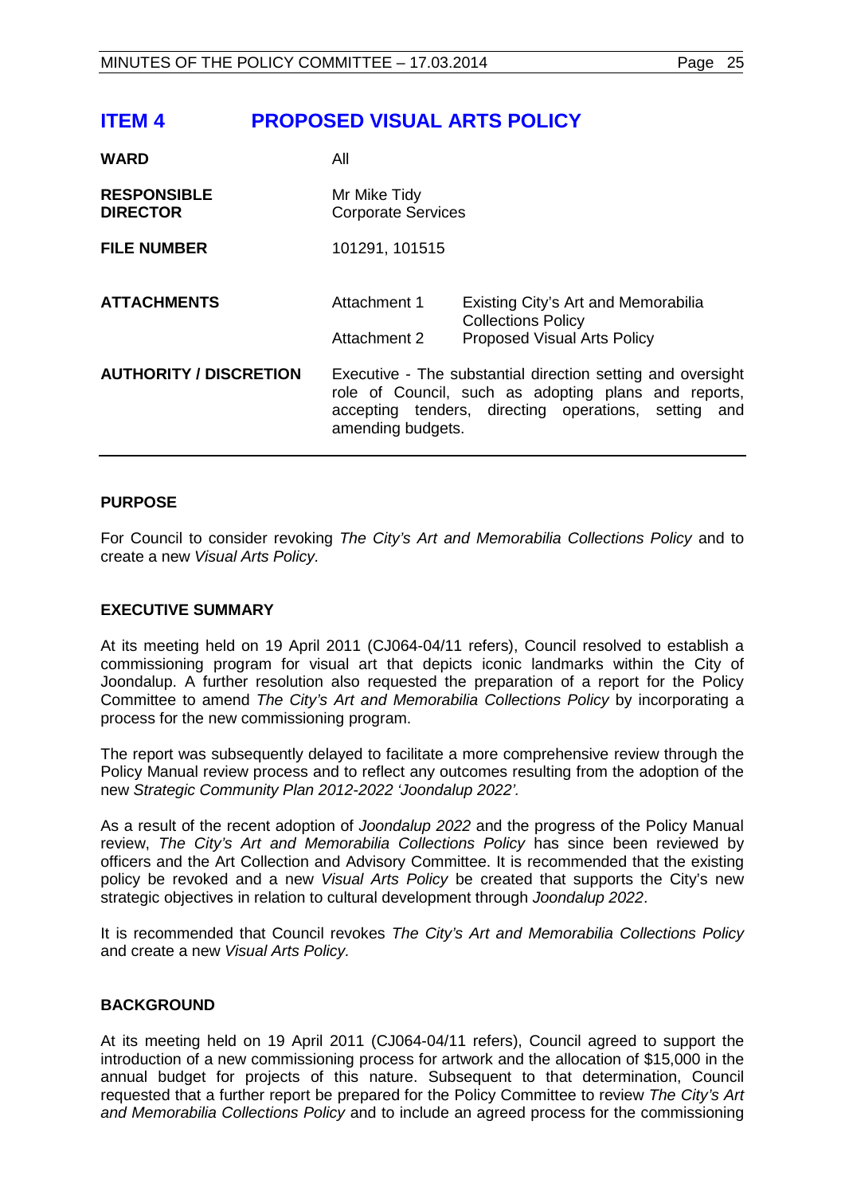# ITEM 4 PROPOSED VISUAL ARTS POLICY

| | | |
|---|---|---|
| **WARD** | All | |
| **RESPONSIBLE DIRECTOR** | Mr Mike Tidy<br>Corporate Services | |
| **FILE NUMBER** | 101291, 101515 | |
| **ATTACHMENTS** | Attachment 1 | Existing City's Art and Memorabilia Collections Policy |
| | Attachment 2 | Proposed Visual Arts Policy |
| **AUTHORITY / DISCRETION** | Executive - The substantial direction setting and oversight role of Council, such as adopting plans and reports, accepting tenders, directing operations, setting and amending budgets. | |

## PURPOSE

For Council to consider revoking *The City's Art and Memorabilia Collections Policy* and to create a new *Visual Arts Policy.*

## EXECUTIVE SUMMARY

At its meeting held on 19 April 2011 (CJ064-04/11 refers), Council resolved to establish a commissioning program for visual art that depicts iconic landmarks within the City of Joondalup. A further resolution also requested the preparation of a report for the Policy Committee to amend *The City's Art and Memorabilia Collections Policy* by incorporating a process for the new commissioning program.

The report was subsequently delayed to facilitate a more comprehensive review through the Policy Manual review process and to reflect any outcomes resulting from the adoption of the new *Strategic Community Plan 2012-2022 'Joondalup 2022'.*

As a result of the recent adoption of *Joondalup 2022* and the progress of the Policy Manual review, *The City's Art and Memorabilia Collections Policy* has since been reviewed by officers and the Art Collection and Advisory Committee. It is recommended that the existing policy be revoked and a new *Visual Arts Policy* be created that supports the City's new strategic objectives in relation to cultural development through *Joondalup 2022*.

It is recommended that Council revokes *The City's Art and Memorabilia Collections Policy* and create a new *Visual Arts Policy.*

## BACKGROUND

At its meeting held on 19 April 2011 (CJ064-04/11 refers), Council agreed to support the introduction of a new commissioning process for artwork and the allocation of $15,000 in the annual budget for projects of this nature. Subsequent to that determination, Council requested that a further report be prepared for the Policy Committee to review *The City's Art and Memorabilia Collections Policy* and to include an agreed process for the commissioning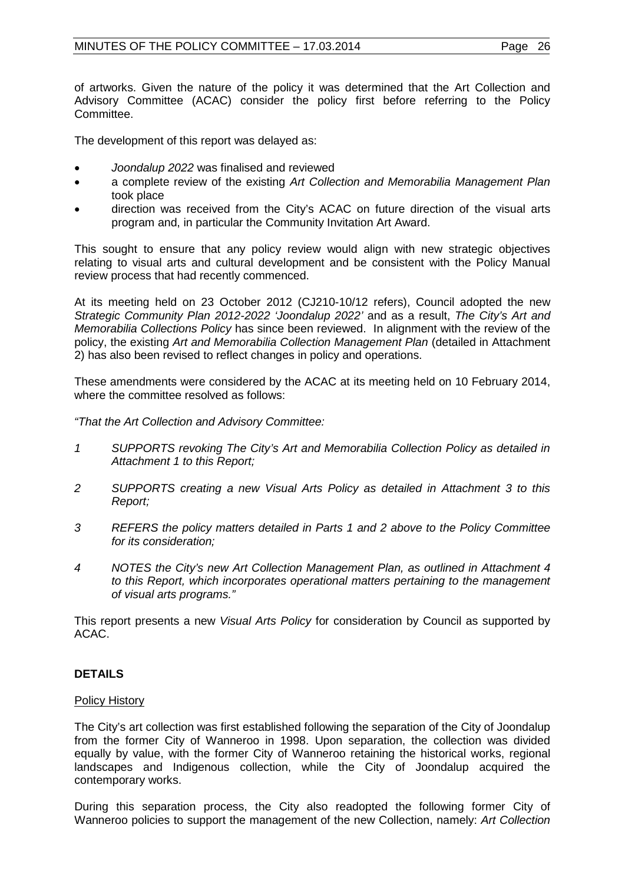of artworks. Given the nature of the policy it was determined that the Art Collection and Advisory Committee (ACAC) consider the policy first before referring to the Policy Committee.

The development of this report was delayed as:

- *Joondalup 2022* was finalised and reviewed
- a complete review of the existing *Art Collection and Memorabilia Management Plan* took place
- direction was received from the City's ACAC on future direction of the visual arts program and, in particular the Community Invitation Art Award.

This sought to ensure that any policy review would align with new strategic objectives relating to visual arts and cultural development and be consistent with the Policy Manual review process that had recently commenced.

At its meeting held on 23 October 2012 (CJ210-10/12 refers), Council adopted the new *Strategic Community Plan 2012-2022 'Joondalup 2022'* and as a result, *The City's Art and Memorabilia Collections Policy* has since been reviewed. In alignment with the review of the policy, the existing *Art and Memorabilia Collection Management Plan* (detailed in Attachment 2) has also been revised to reflect changes in policy and operations.

These amendments were considered by the ACAC at its meeting held on 10 February 2014, where the committee resolved as follows:

*"That the Art Collection and Advisory Committee:*

*1 SUPPORTS revoking The City's Art and Memorabilia Collection Policy as detailed in Attachment 1 to this Report;*

*2 SUPPORTS creating a new Visual Arts Policy as detailed in Attachment 3 to this Report;*

*3 REFERS the policy matters detailed in Parts 1 and 2 above to the Policy Committee for its consideration;*

*4 NOTES the City's new Art Collection Management Plan, as outlined in Attachment 4 to this Report, which incorporates operational matters pertaining to the management of visual arts programs."*

This report presents a new *Visual Arts Policy* for consideration by Council as supported by ACAC.

## DETAILS

Policy History

The City's art collection was first established following the separation of the City of Joondalup from the former City of Wanneroo in 1998. Upon separation, the collection was divided equally by value, with the former City of Wanneroo retaining the historical works, regional landscapes and Indigenous collection, while the City of Joondalup acquired the contemporary works.

During this separation process, the City also readopted the following former City of Wanneroo policies to support the management of the new Collection, namely: *Art Collection*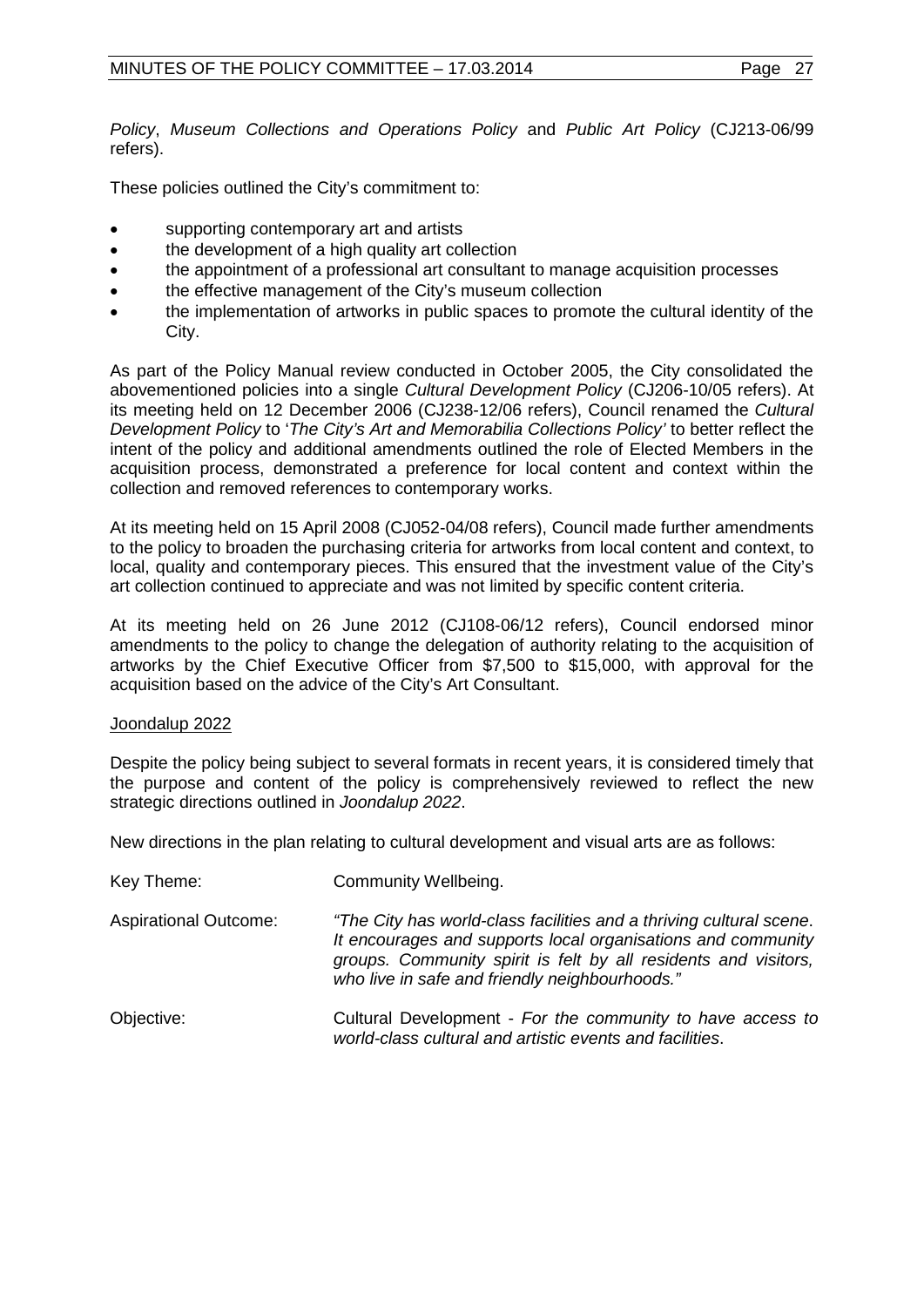*Policy*, *Museum Collections and Operations Policy* and *Public Art Policy* (CJ213-06/99 refers).

These policies outlined the City's commitment to:

- supporting contemporary art and artists
- the development of a high quality art collection
- the appointment of a professional art consultant to manage acquisition processes
- the effective management of the City's museum collection
- the implementation of artworks in public spaces to promote the cultural identity of the City.

As part of the Policy Manual review conducted in October 2005, the City consolidated the abovementioned policies into a single *Cultural Development Policy* (CJ206-10/05 refers). At its meeting held on 12 December 2006 (CJ238-12/06 refers), Council renamed the *Cultural Development Policy* to '*The City's Art and Memorabilia Collections Policy'* to better reflect the intent of the policy and additional amendments outlined the role of Elected Members in the acquisition process, demonstrated a preference for local content and context within the collection and removed references to contemporary works.

At its meeting held on 15 April 2008 (CJ052-04/08 refers), Council made further amendments to the policy to broaden the purchasing criteria for artworks from local content and context, to local, quality and contemporary pieces. This ensured that the investment value of the City's art collection continued to appreciate and was not limited by specific content criteria.

At its meeting held on 26 June 2012 (CJ108-06/12 refers), Council endorsed minor amendments to the policy to change the delegation of authority relating to the acquisition of artworks by the Chief Executive Officer from $7,500 to $15,000, with approval for the acquisition based on the advice of the City's Art Consultant.

<u>Joondalup 2022</u>

Despite the policy being subject to several formats in recent years, it is considered timely that the purpose and content of the policy is comprehensively reviewed to reflect the new strategic directions outlined in *Joondalup 2022*.

New directions in the plan relating to cultural development and visual arts are as follows:

| | |
|---|---|
| Key Theme: | Community Wellbeing. |
| Aspirational Outcome: | *"The City has world-class facilities and a thriving cultural scene. It encourages and supports local organisations and community groups. Community spirit is felt by all residents and visitors, who live in safe and friendly neighbourhoods."* |
| Objective: | Cultural Development - *For the community to have access to world-class cultural and artistic events and facilities*. |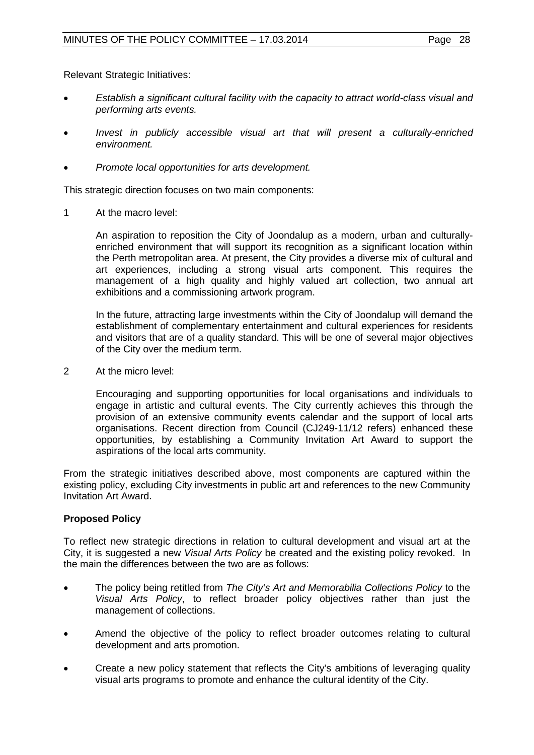Relevant Strategic Initiatives:

- *Establish a significant cultural facility with the capacity to attract world-class visual and performing arts events.*
- *Invest in publicly accessible visual art that will present a culturally-enriched environment.*
- *Promote local opportunities for arts development.*

This strategic direction focuses on two main components:

1 At the macro level:

   An aspiration to reposition the City of Joondalup as a modern, urban and culturally-enriched environment that will support its recognition as a significant location within the Perth metropolitan area. At present, the City provides a diverse mix of cultural and art experiences, including a strong visual arts component. This requires the management of a high quality and highly valued art collection, two annual art exhibitions and a commissioning artwork program.

   In the future, attracting large investments within the City of Joondalup will demand the establishment of complementary entertainment and cultural experiences for residents and visitors that are of a quality standard. This will be one of several major objectives of the City over the medium term.

2 At the micro level:

   Encouraging and supporting opportunities for local organisations and individuals to engage in artistic and cultural events. The City currently achieves this through the provision of an extensive community events calendar and the support of local arts organisations. Recent direction from Council (CJ249-11/12 refers) enhanced these opportunities, by establishing a Community Invitation Art Award to support the aspirations of the local arts community.

From the strategic initiatives described above, most components are captured within the existing policy, excluding City investments in public art and references to the new Community Invitation Art Award.

**Proposed Policy**

To reflect new strategic directions in relation to cultural development and visual art at the City, it is suggested a new *Visual Arts Policy* be created and the existing policy revoked. In the main the differences between the two are as follows:

- The policy being retitled from *The City's Art and Memorabilia Collections Policy* to the *Visual Arts Policy*, to reflect broader policy objectives rather than just the management of collections.
- Amend the objective of the policy to reflect broader outcomes relating to cultural development and arts promotion.
- Create a new policy statement that reflects the City's ambitions of leveraging quality visual arts programs to promote and enhance the cultural identity of the City.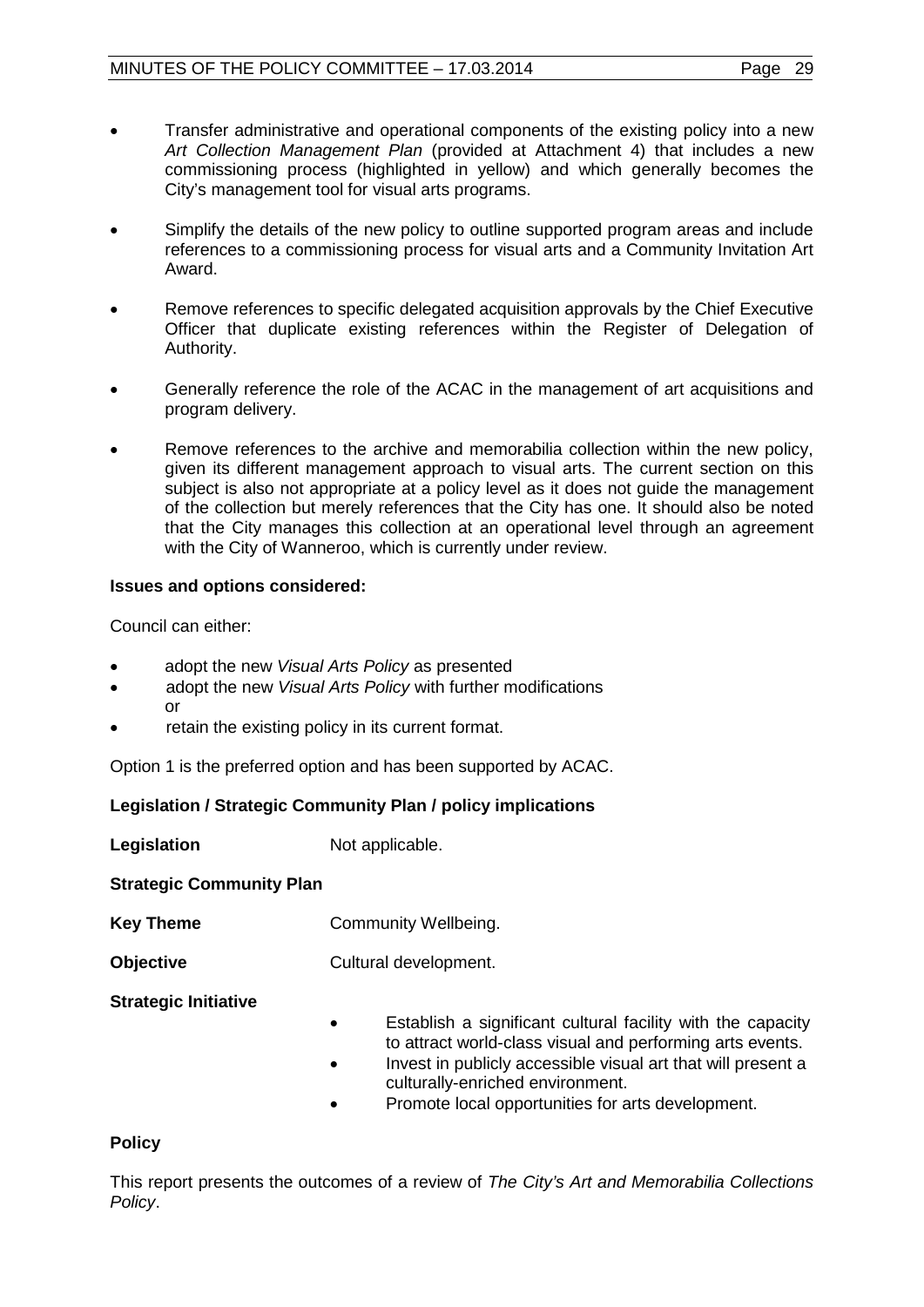- Transfer administrative and operational components of the existing policy into a new *Art Collection Management Plan* (provided at Attachment 4) that includes a new commissioning process (highlighted in yellow) and which generally becomes the City's management tool for visual arts programs.

- Simplify the details of the new policy to outline supported program areas and include references to a commissioning process for visual arts and a Community Invitation Art Award.

- Remove references to specific delegated acquisition approvals by the Chief Executive Officer that duplicate existing references within the Register of Delegation of Authority.

- Generally reference the role of the ACAC in the management of art acquisitions and program delivery.

- Remove references to the archive and memorabilia collection within the new policy, given its different management approach to visual arts. The current section on this subject is also not appropriate at a policy level as it does not guide the management of the collection but merely references that the City has one. It should also be noted that the City manages this collection at an operational level through an agreement with the City of Wanneroo, which is currently under review.

**Issues and options considered:**

Council can either:

- adopt the new *Visual Arts Policy* as presented
- adopt the new *Visual Arts Policy* with further modifications
  or
- retain the existing policy in its current format.

Option 1 is the preferred option and has been supported by ACAC.

**Legislation / Strategic Community Plan / policy implications**

**Legislation** Not applicable.

**Strategic Community Plan**

**Key Theme** Community Wellbeing.

**Objective** Cultural development.

**Strategic Initiative**

- Establish a significant cultural facility with the capacity to attract world-class visual and performing arts events.
- Invest in publicly accessible visual art that will present a culturally-enriched environment.
- Promote local opportunities for arts development.

**Policy**

This report presents the outcomes of a review of *The City's Art and Memorabilia Collections Policy*.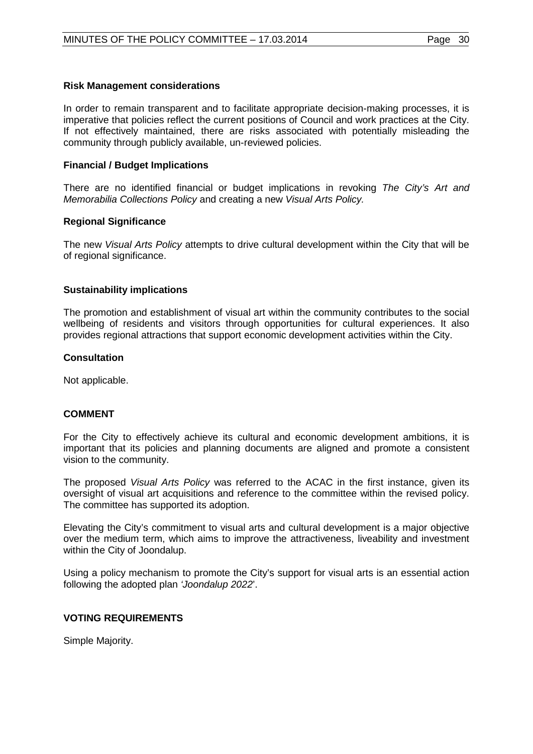**Risk Management considerations**

In order to remain transparent and to facilitate appropriate decision-making processes, it is imperative that policies reflect the current positions of Council and work practices at the City. If not effectively maintained, there are risks associated with potentially misleading the community through publicly available, un-reviewed policies.

**Financial / Budget Implications**

There are no identified financial or budget implications in revoking *The City's Art and Memorabilia Collections Policy* and creating a new *Visual Arts Policy.*

**Regional Significance**

The new *Visual Arts Policy* attempts to drive cultural development within the City that will be of regional significance.

**Sustainability implications**

The promotion and establishment of visual art within the community contributes to the social wellbeing of residents and visitors through opportunities for cultural experiences. It also provides regional attractions that support economic development activities within the City.

**Consultation**

Not applicable.

## COMMENT

For the City to effectively achieve its cultural and economic development ambitions, it is important that its policies and planning documents are aligned and promote a consistent vision to the community.

The proposed *Visual Arts Policy* was referred to the ACAC in the first instance, given its oversight of visual art acquisitions and reference to the committee within the revised policy. The committee has supported its adoption.

Elevating the City's commitment to visual arts and cultural development is a major objective over the medium term, which aims to improve the attractiveness, liveability and investment within the City of Joondalup.

Using a policy mechanism to promote the City's support for visual arts is an essential action following the adopted plan *'Joondalup 2022*'.

## VOTING REQUIREMENTS

Simple Majority.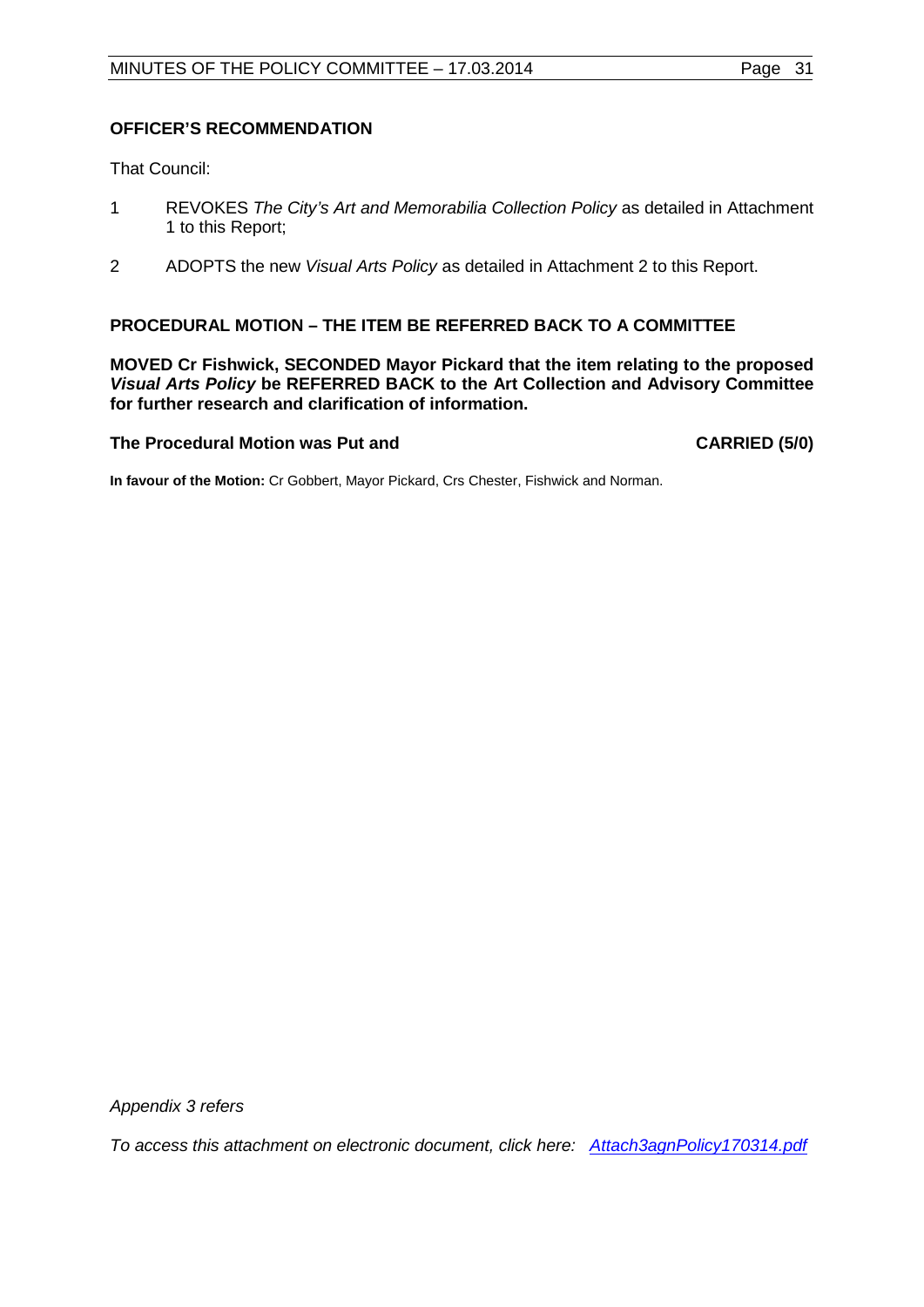**OFFICER'S RECOMMENDATION**

That Council:

1 REVOKES *The City's Art and Memorabilia Collection Policy* as detailed in Attachment 1 to this Report;

2 ADOPTS the new *Visual Arts Policy* as detailed in Attachment 2 to this Report.

**PROCEDURAL MOTION – THE ITEM BE REFERRED BACK TO A COMMITTEE**

**MOVED Cr Fishwick, SECONDED Mayor Pickard that the item relating to the proposed *Visual Arts Policy* be REFERRED BACK to the Art Collection and Advisory Committee for further research and clarification of information.**

**The Procedural Motion was Put and CARRIED (5/0)**

**In favour of the Motion:** Cr Gobbert, Mayor Pickard, Crs Chester, Fishwick and Norman.

*Appendix 3 refers*

*To access this attachment on electronic document, click here: Attach3agnPolicy170314.pdf*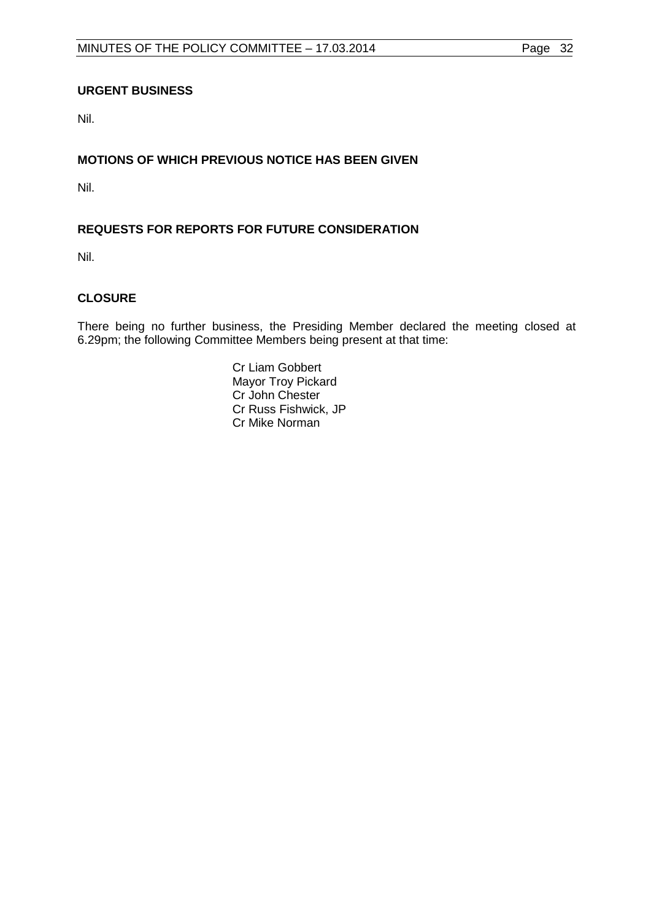**URGENT BUSINESS**

Nil.

**MOTIONS OF WHICH PREVIOUS NOTICE HAS BEEN GIVEN**

Nil.

**REQUESTS FOR REPORTS FOR FUTURE CONSIDERATION**

Nil.

**CLOSURE**

There being no further business, the Presiding Member declared the meeting closed at 6.29pm; the following Committee Members being present at that time:

Cr Liam Gobbert
Mayor Troy Pickard
Cr John Chester
Cr Russ Fishwick, JP
Cr Mike Norman